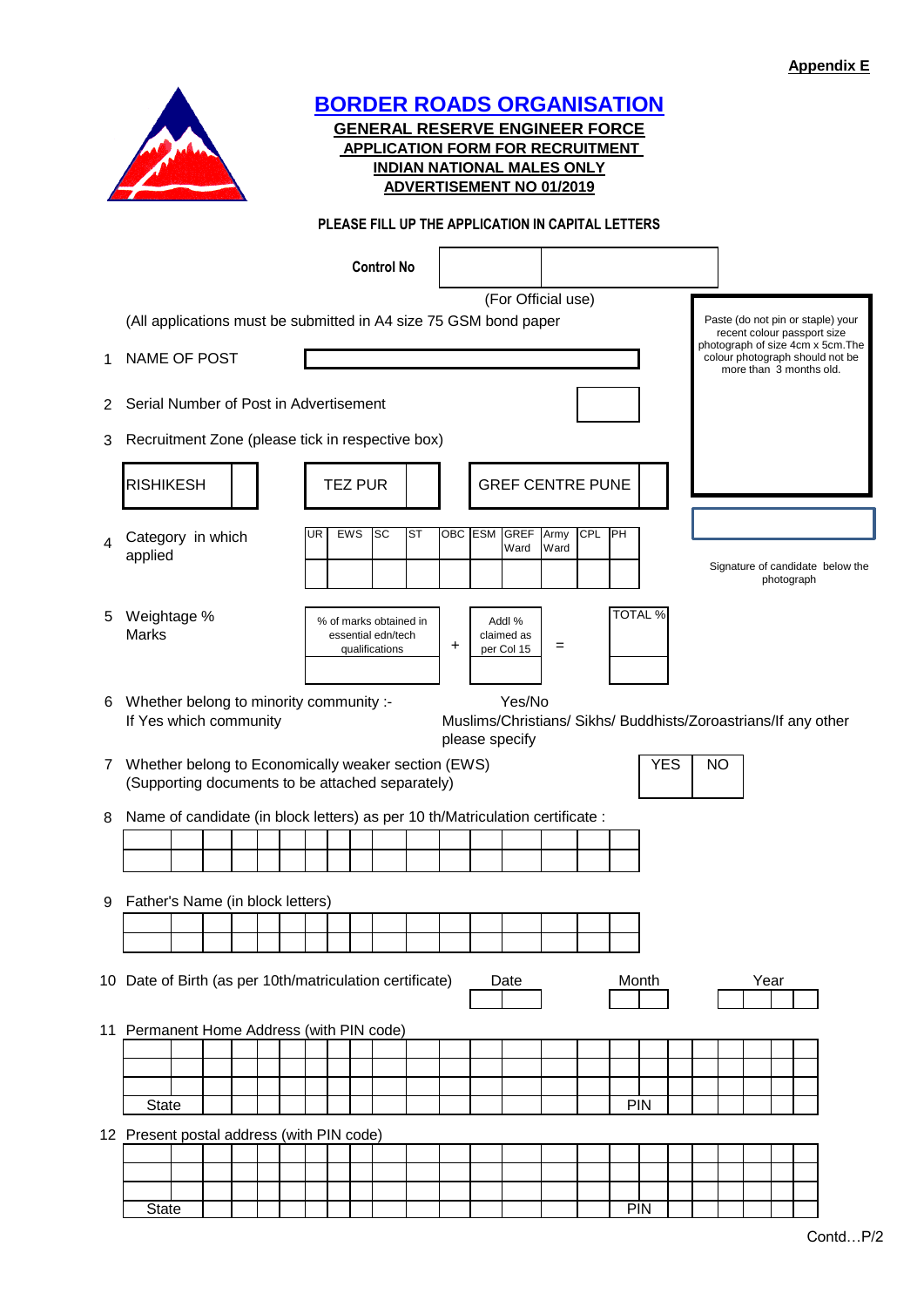**Appendix E**

# BORDER ROADS ORGANISATION

## GENERAL RESERVE ENGINEER FORCE
## APPLICATION FORM FOR RECRUITMENT
## INDIAN NATIONAL MALES ONLY
## ADVERTISEMENT NO 01/2019

**PLEASE FILL UP THE APPLICATION IN CAPITAL LETTERS**

**Control No** | | |

(For Official use)

(All applications must be submitted in A4 size 75 GSM bond paper

Paste (do not pin or staple) your recent colour passport size photograph of size 4cm x 5cm.The colour photograph should not be more than 3 months old.

Signature of candidate below the photograph

1 NAME OF POST

2 Serial Number of Post in Advertisement

3 Recruitment Zone (please tick in respective box)

| RISHIKESH | | TEZ PUR | | GREF CENTRE PUNE | |
|---|---|---|---|---|---|

4 Category in which applied

| UR | EWS | SC | ST | OBC | ESM | GREF Ward | Army Ward | CPL | PH |
|---|---|---|---|---|---|---|---|---|---|
| | | | | | | | | | |

5 Weightage % Marks

| % of marks obtained in essential edn/tech qualifications | + | Addl % claimed as per Col 15 | = | TOTAL % |
|---|---|---|---|---|
| | | | | |

6 Whether belong to minority community :- Yes/No
If Yes which community Muslims/Christians/ Sikhs/ Buddhists/Zoroastrians/If any other please specify

7 Whether belong to Economically weaker section (EWS) (Supporting documents to be attached separately) YES | NO

8 Name of candidate (in block letters) as per 10 th/Matriculation certificate :

9 Father's Name (in block letters)

10 Date of Birth (as per 10th/matriculation certificate) Date | Month | Year

11 Permanent Home Address (with PIN code)

State | PIN

12 Present postal address (with PIN code)

State | PIN

Contd…P/2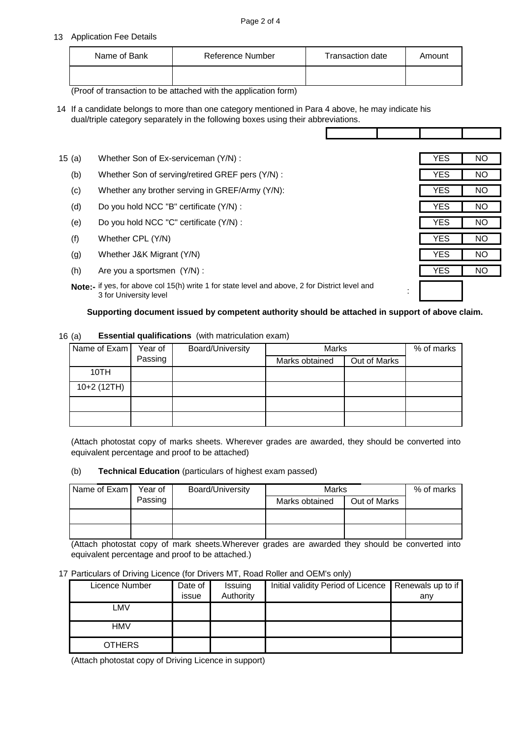13 Application Fee Details

| Name of Bank | Reference Number | Transaction date | Amount |
|---|---|---|---|
| | | | |

(Proof of transaction to be attached with the application form)

14 If a candidate belongs to more than one category mentioned in Para 4 above, he may indicate his dual/triple category separately in the following boxes using their abbreviations.

| | | | |
|---|---|---|---|
| | | | |

15 (a) Whether Son of Ex-serviceman (Y/N) : YES NO

(b) Whether Son of serving/retired GREF pers (Y/N) : YES NO

(c) Whether any brother serving in GREF/Army (Y/N): YES NO

(d) Do you hold NCC "B" certificate (Y/N) : YES NO

(e) Do you hold NCC "C" certificate (Y/N) : YES NO

(f) Whether CPL (Y/N) YES NO

(g) Whether J&K Migrant (Y/N) YES NO

(h) Are you a sportsmen (Y/N) : YES NO

**Note:-** if yes, for above col 15(h) write 1 for state level and above, 2 for District level and 3 for University level :

**Supporting document issued by competent authority should be attached in support of above claim.**

16 (a) **Essential qualifications** (with matriculation exam)

| Name of Exam | Year of Passing | Board/University | Marks | | % of marks |
|---|---|---|---|---|---|
| | | | Marks obtained | Out of Marks | |
| 10TH | | | | | |
| 10+2 (12TH) | | | | | |
| | | | | | |
| | | | | | |

(Attach photostat copy of marks sheets. Wherever grades are awarded, they should be converted into equivalent percentage and proof to be attached)

(b) **Technical Education** (particulars of highest exam passed)

| Name of Exam | Year of Passing | Board/University | Marks | | % of marks |
|---|---|---|---|---|---|
| | | | Marks obtained | Out of Marks | |
| | | | | | |
| | | | | | |

(Attach photostat copy of mark sheets.Wherever grades are awarded they should be converted into equivalent percentage and proof to be attached.)

17 Particulars of Driving Licence (for Drivers MT, Road Roller and OEM's only)

| Licence Number | Date of issue | Issuing Authority | Initial validity Period of Licence | Renewals up to if any |
|---|---|---|---|---|
| LMV | | | | |
| HMV | | | | |
| OTHERS | | | | |

(Attach photostat copy of Driving Licence in support)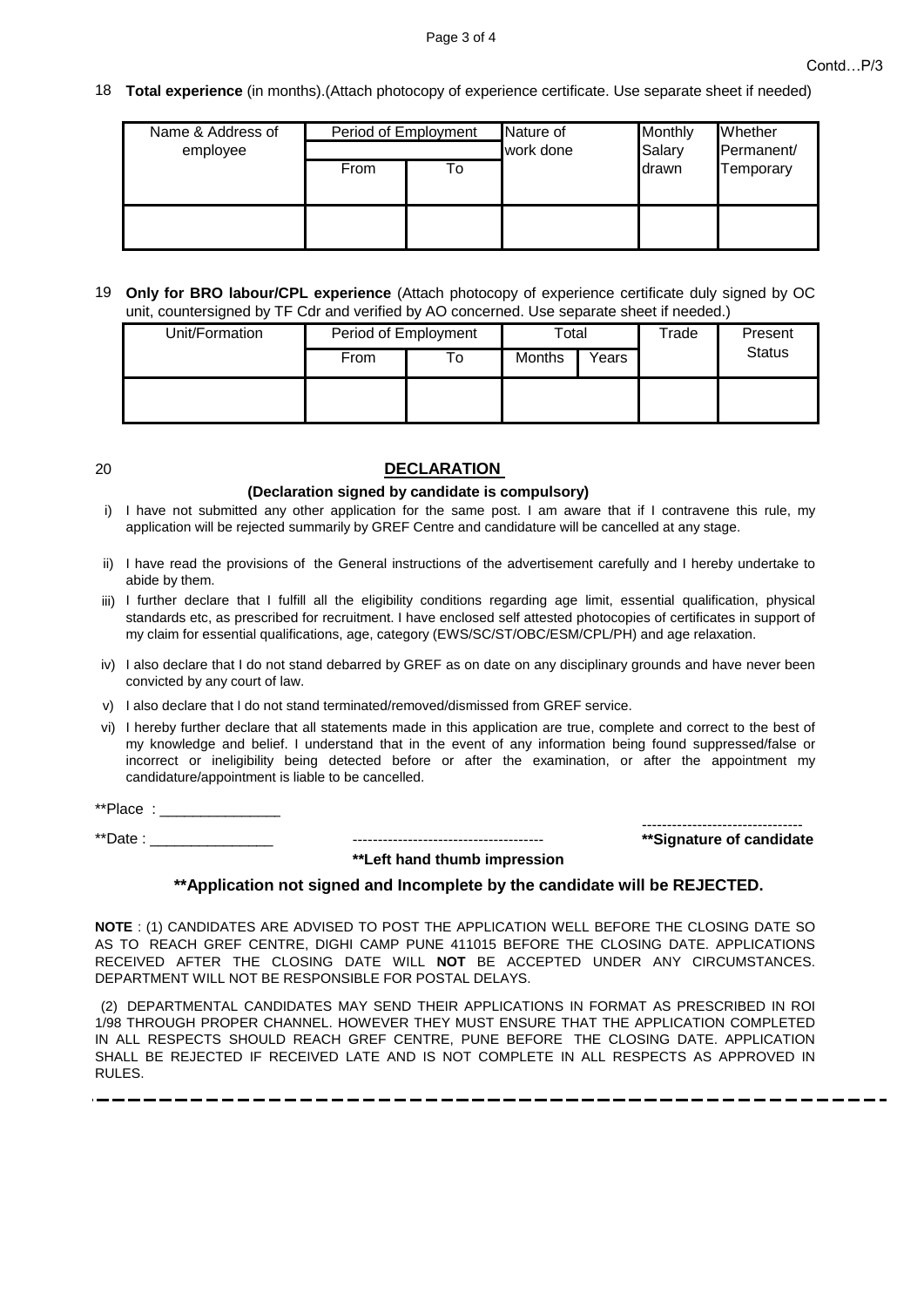Contd…P/3

18 **Total experience** (in months).(Attach photocopy of experience certificate. Use separate sheet if needed)

| Name & Address of employee | Period of Employment | | Nature of work done | Monthly Salary drawn | Whether Permanent/ Temporary |
|---|---|---|---|---|---|
| | From | To | | | |
| | | | | | |

19 **Only for BRO labour/CPL experience** (Attach photocopy of experience certificate duly signed by OC unit, countersigned by TF Cdr and verified by AO concerned. Use separate sheet if needed.)

| Unit/Formation | Period of Employment | | Total | | Trade | Present Status |
|---|---|---|---|---|---|---|
| | From | To | Months | Years | | |
| | | | | | | |

20

## DECLARATION

**(Declaration signed by candidate is compulsory)**

i) I have not submitted any other application for the same post. I am aware that if I contravene this rule, my application will be rejected summarily by GREF Centre and candidature will be cancelled at any stage.

ii) I have read the provisions of the General instructions of the advertisement carefully and I hereby undertake to abide by them.

iii) I further declare that I fulfill all the eligibility conditions regarding age limit, essential qualification, physical standards etc, as prescribed for recruitment. I have enclosed self attested photocopies of certificates in support of my claim for essential qualifications, age, category (EWS/SC/ST/OBC/ESM/CPL/PH) and age relaxation.

iv) I also declare that I do not stand debarred by GREF as on date on any disciplinary grounds and have never been convicted by any court of law.

v) I also declare that I do not stand terminated/removed/dismissed from GREF service.

vi) I hereby further declare that all statements made in this application are true, complete and correct to the best of my knowledge and belief. I understand that in the event of any information being found suppressed/false or incorrect or ineligibility being detected before or after the examination, or after the appointment my candidature/appointment is liable to be cancelled.

**Place : _______________

**Date : _______________ -------------------------------------- --------------------------------

**\*\*Left hand thumb impression** **\*\*Signature of candidate**

**\*\*Application not signed and Incomplete by the candidate will be REJECTED.**

**NOTE** : (1) CANDIDATES ARE ADVISED TO POST THE APPLICATION WELL BEFORE THE CLOSING DATE SO AS TO REACH GREF CENTRE, DIGHI CAMP PUNE 411015 BEFORE THE CLOSING DATE. APPLICATIONS RECEIVED AFTER THE CLOSING DATE WILL **NOT** BE ACCEPTED UNDER ANY CIRCUMSTANCES. DEPARTMENT WILL NOT BE RESPONSIBLE FOR POSTAL DELAYS.

(2) DEPARTMENTAL CANDIDATES MAY SEND THEIR APPLICATIONS IN FORMAT AS PRESCRIBED IN ROI 1/98 THROUGH PROPER CHANNEL. HOWEVER THEY MUST ENSURE THAT THE APPLICATION COMPLETED IN ALL RESPECTS SHOULD REACH GREF CENTRE, PUNE BEFORE THE CLOSING DATE. APPLICATION SHALL BE REJECTED IF RECEIVED LATE AND IS NOT COMPLETE IN ALL RESPECTS AS APPROVED IN RULES.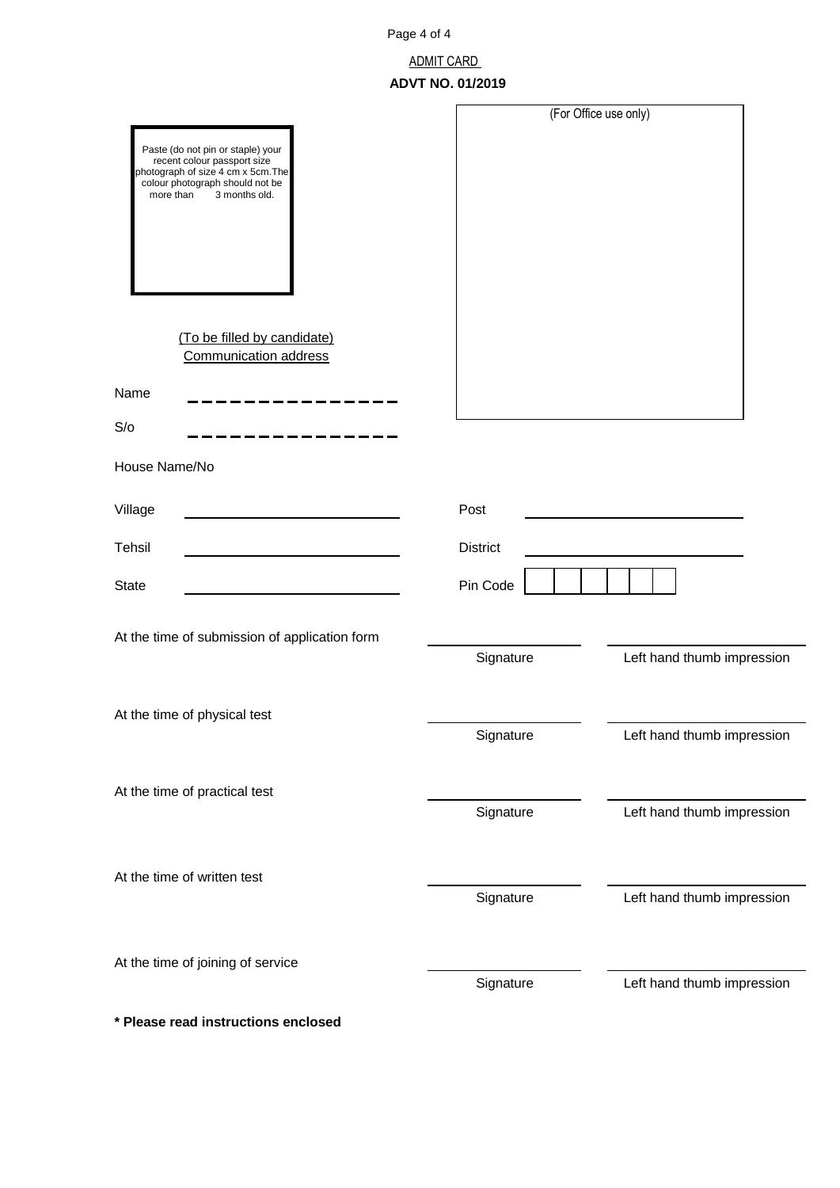ADMIT CARD

**ADVT NO. 01/2019**

Paste (do not pin or staple) your recent colour passport size photograph of size 4 cm x 5cm.The colour photograph should not be more than 3 months old.

(For Office use only)

(To be filled by candidate)
Communication address

Name _______________

S/o _______________

House Name/No

Village _______________ Post _______________

Tehsil _______________ District _______________

State _______________ Pin Code | | | | | | |

| | | |
|---|---|---|
| At the time of submission of application form | Signature | Left hand thumb impression |
| At the time of physical test | Signature | Left hand thumb impression |
| At the time of practical test | Signature | Left hand thumb impression |
| At the time of written test | Signature | Left hand thumb impression |
| At the time of joining of service | Signature | Left hand thumb impression |

**\* Please read instructions enclosed**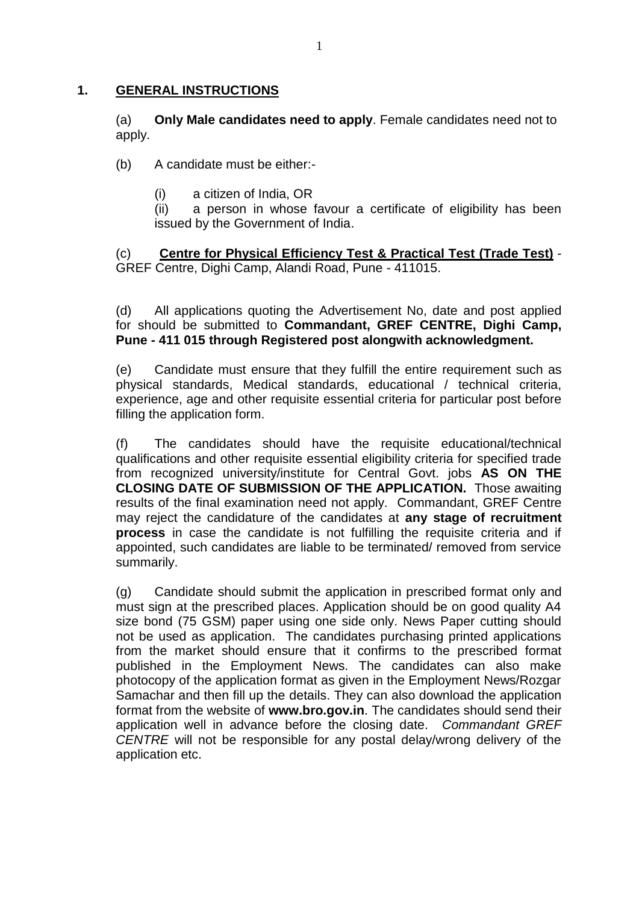## 1. GENERAL INSTRUCTIONS

(a) **Only Male candidates need to apply**. Female candidates need not to apply.

(b) A candidate must be either:-

(i) a citizen of India, OR

(ii) a person in whose favour a certificate of eligibility has been issued by the Government of India.

(c) **Centre for Physical Efficiency Test & Practical Test (Trade Test)** - GREF Centre, Dighi Camp, Alandi Road, Pune - 411015.

(d) All applications quoting the Advertisement No, date and post applied for should be submitted to **Commandant, GREF CENTRE, Dighi Camp, Pune - 411 015 through Registered post alongwith acknowledgment.**

(e) Candidate must ensure that they fulfill the entire requirement such as physical standards, Medical standards, educational / technical criteria, experience, age and other requisite essential criteria for particular post before filling the application form.

(f) The candidates should have the requisite educational/technical qualifications and other requisite essential eligibility criteria for specified trade from recognized university/institute for Central Govt. jobs **AS ON THE CLOSING DATE OF SUBMISSION OF THE APPLICATION.** Those awaiting results of the final examination need not apply. Commandant, GREF Centre may reject the candidature of the candidates at **any stage of recruitment process** in case the candidate is not fulfilling the requisite criteria and if appointed, such candidates are liable to be terminated/ removed from service summarily.

(g) Candidate should submit the application in prescribed format only and must sign at the prescribed places. Application should be on good quality A4 size bond (75 GSM) paper using one side only. News Paper cutting should not be used as application. The candidates purchasing printed applications from the market should ensure that it confirms to the prescribed format published in the Employment News. The candidates can also make photocopy of the application format as given in the Employment News/Rozgar Samachar and then fill up the details. They can also download the application format from the website of **www.bro.gov.in**. The candidates should send their application well in advance before the closing date. *Commandant GREF CENTRE* will not be responsible for any postal delay/wrong delivery of the application etc.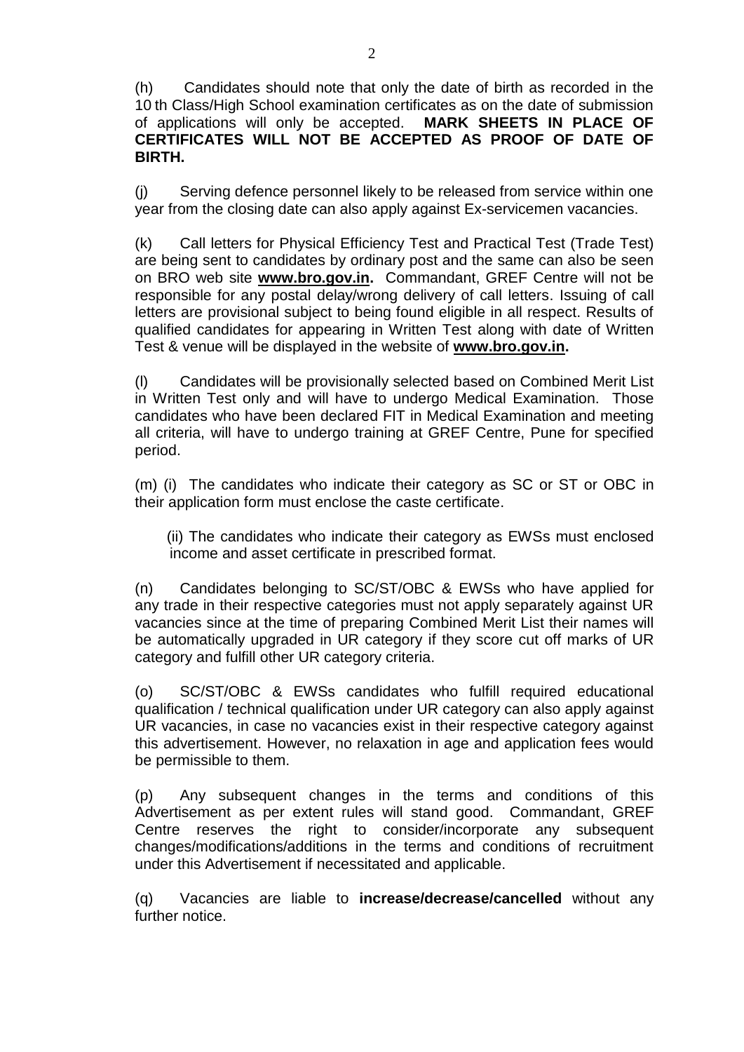(h) Candidates should note that only the date of birth as recorded in the 10 th Class/High School examination certificates as on the date of submission of applications will only be accepted. **MARK SHEETS IN PLACE OF CERTIFICATES WILL NOT BE ACCEPTED AS PROOF OF DATE OF BIRTH.**

(j) Serving defence personnel likely to be released from service within one year from the closing date can also apply against Ex-servicemen vacancies.

(k) Call letters for Physical Efficiency Test and Practical Test (Trade Test) are being sent to candidates by ordinary post and the same can also be seen on BRO web site **www.bro.gov.in.** Commandant, GREF Centre will not be responsible for any postal delay/wrong delivery of call letters. Issuing of call letters are provisional subject to being found eligible in all respect. Results of qualified candidates for appearing in Written Test along with date of Written Test & venue will be displayed in the website of **www.bro.gov.in.**

(l) Candidates will be provisionally selected based on Combined Merit List in Written Test only and will have to undergo Medical Examination. Those candidates who have been declared FIT in Medical Examination and meeting all criteria, will have to undergo training at GREF Centre, Pune for specified period.

(m) (i) The candidates who indicate their category as SC or ST or OBC in their application form must enclose the caste certificate.

(ii) The candidates who indicate their category as EWSs must enclosed income and asset certificate in prescribed format.

(n) Candidates belonging to SC/ST/OBC & EWSs who have applied for any trade in their respective categories must not apply separately against UR vacancies since at the time of preparing Combined Merit List their names will be automatically upgraded in UR category if they score cut off marks of UR category and fulfill other UR category criteria.

(o) SC/ST/OBC & EWSs candidates who fulfill required educational qualification / technical qualification under UR category can also apply against UR vacancies, in case no vacancies exist in their respective category against this advertisement. However, no relaxation in age and application fees would be permissible to them.

(p) Any subsequent changes in the terms and conditions of this Advertisement as per extent rules will stand good. Commandant, GREF Centre reserves the right to consider/incorporate any subsequent changes/modifications/additions in the terms and conditions of recruitment under this Advertisement if necessitated and applicable.

(q) Vacancies are liable to **increase/decrease/cancelled** without any further notice.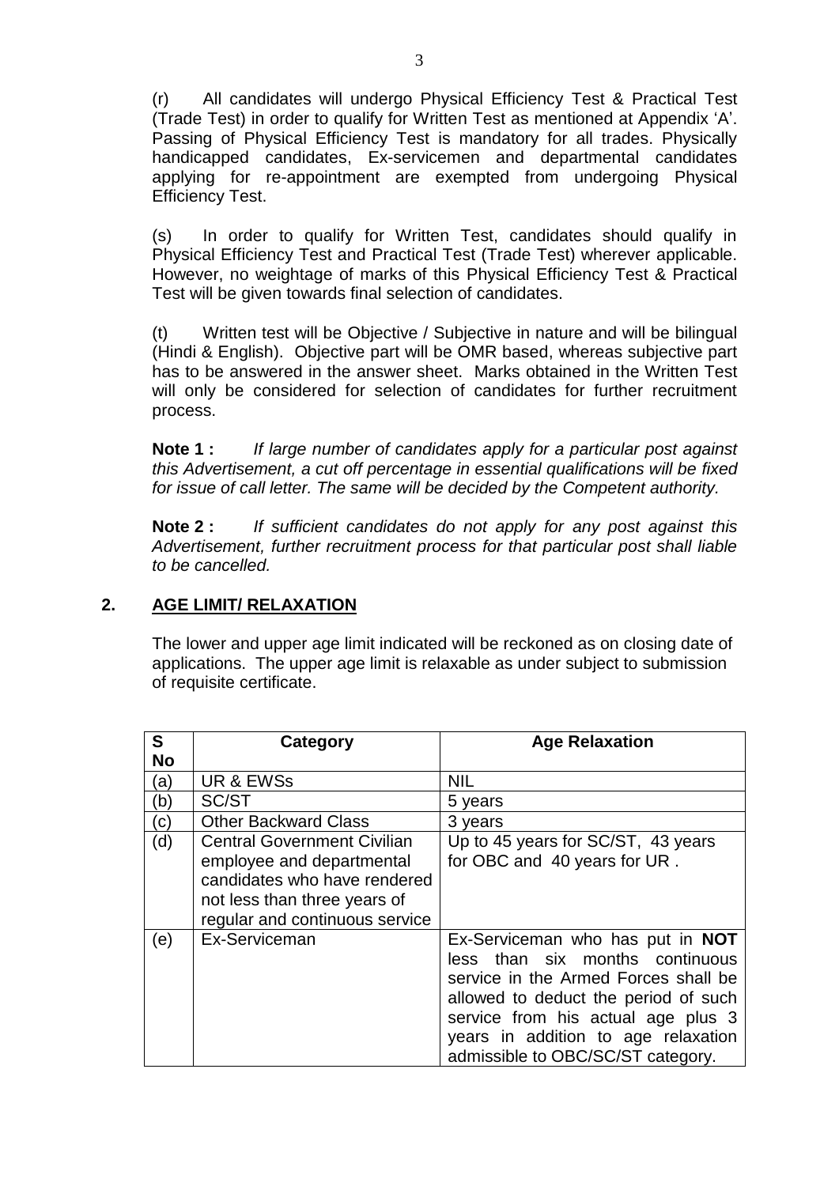(r) All candidates will undergo Physical Efficiency Test & Practical Test (Trade Test) in order to qualify for Written Test as mentioned at Appendix 'A'. Passing of Physical Efficiency Test is mandatory for all trades. Physically handicapped candidates, Ex-servicemen and departmental candidates applying for re-appointment are exempted from undergoing Physical Efficiency Test.

(s) In order to qualify for Written Test, candidates should qualify in Physical Efficiency Test and Practical Test (Trade Test) wherever applicable. However, no weightage of marks of this Physical Efficiency Test & Practical Test will be given towards final selection of candidates.

(t) Written test will be Objective / Subjective in nature and will be bilingual (Hindi & English). Objective part will be OMR based, whereas subjective part has to be answered in the answer sheet. Marks obtained in the Written Test will only be considered for selection of candidates for further recruitment process.

**Note 1 :** *If large number of candidates apply for a particular post against this Advertisement, a cut off percentage in essential qualifications will be fixed for issue of call letter. The same will be decided by the Competent authority.*

**Note 2 :** *If sufficient candidates do not apply for any post against this Advertisement, further recruitment process for that particular post shall liable to be cancelled.*

## 2. AGE LIMIT/ RELAXATION

The lower and upper age limit indicated will be reckoned as on closing date of applications. The upper age limit is relaxable as under subject to submission of requisite certificate.

| S No | Category | Age Relaxation |
|---|---|---|
| (a) | UR & EWSs | NIL |
| (b) | SC/ST | 5 years |
| (c) | Other Backward Class | 3 years |
| (d) | Central Government Civilian employee and departmental candidates who have rendered not less than three years of regular and continuous service | Up to 45 years for SC/ST, 43 years for OBC and 40 years for UR . |
| (e) | Ex-Serviceman | Ex-Serviceman who has put in **NOT** less than six months continuous service in the Armed Forces shall be allowed to deduct the period of such service from his actual age plus 3 years in addition to age relaxation admissible to OBC/SC/ST category. |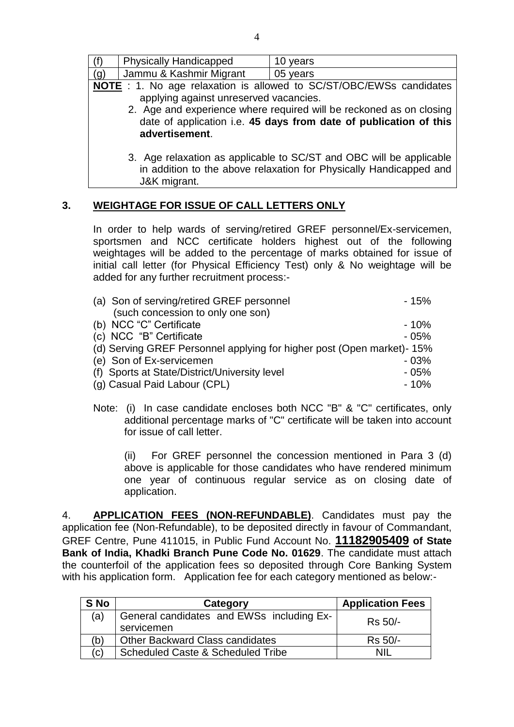| | | |
|---|---|---|
| (f) | Physically Handicapped | 10 years |
| (g) | Jammu & Kashmir Migrant | 05 years |
| **NOTE** : 1. No age relaxation is allowed to SC/ST/OBC/EWSs candidates applying against unreserved vacancies.<br>2. Age and experience where required will be reckoned as on closing date of application i.e. **45 days from date of publication of this advertisement**.<br>3. Age relaxation as applicable to SC/ST and OBC will be applicable in addition to the above relaxation for Physically Handicapped and J&K migrant. | | |

## 3. WEIGHTAGE FOR ISSUE OF CALL LETTERS ONLY

In order to help wards of serving/retired GREF personnel/Ex-servicemen, sportsmen and NCC certificate holders highest out of the following weightages will be added to the percentage of marks obtained for issue of initial call letter (for Physical Efficiency Test) only & No weightage will be added for any further recruitment process:-

(a) Son of serving/retired GREF personnel - 15%
(such concession to only one son)
(b) NCC "C" Certificate - 10%
(c) NCC "B" Certificate - 05%
(d) Serving GREF Personnel applying for higher post (Open market)- 15%
(e) Son of Ex-servicemen - 03%
(f) Sports at State/District/University level - 05%
(g) Casual Paid Labour (CPL) - 10%

Note: (i) In case candidate encloses both NCC "B" & "C" certificates, only additional percentage marks of "C" certificate will be taken into account for issue of call letter.

(ii) For GREF personnel the concession mentioned in Para 3 (d) above is applicable for those candidates who have rendered minimum one year of continuous regular service as on closing date of application.

4. **APPLICATION FEES (NON-REFUNDABLE)**. Candidates must pay the application fee (Non-Refundable), to be deposited directly in favour of Commandant, GREF Centre, Pune 411015, in Public Fund Account No. **11182905409 of State Bank of India, Khadki Branch Pune Code No. 01629**. The candidate must attach the counterfoil of the application fees so deposited through Core Banking System with his application form. Application fee for each category mentioned as below:-

| S No | Category | Application Fees |
|---|---|---|
| (a) | General candidates and EWSs including Ex-servicemen | Rs 50/- |
| (b) | Other Backward Class candidates | Rs 50/- |
| (c) | Scheduled Caste & Scheduled Tribe | NIL |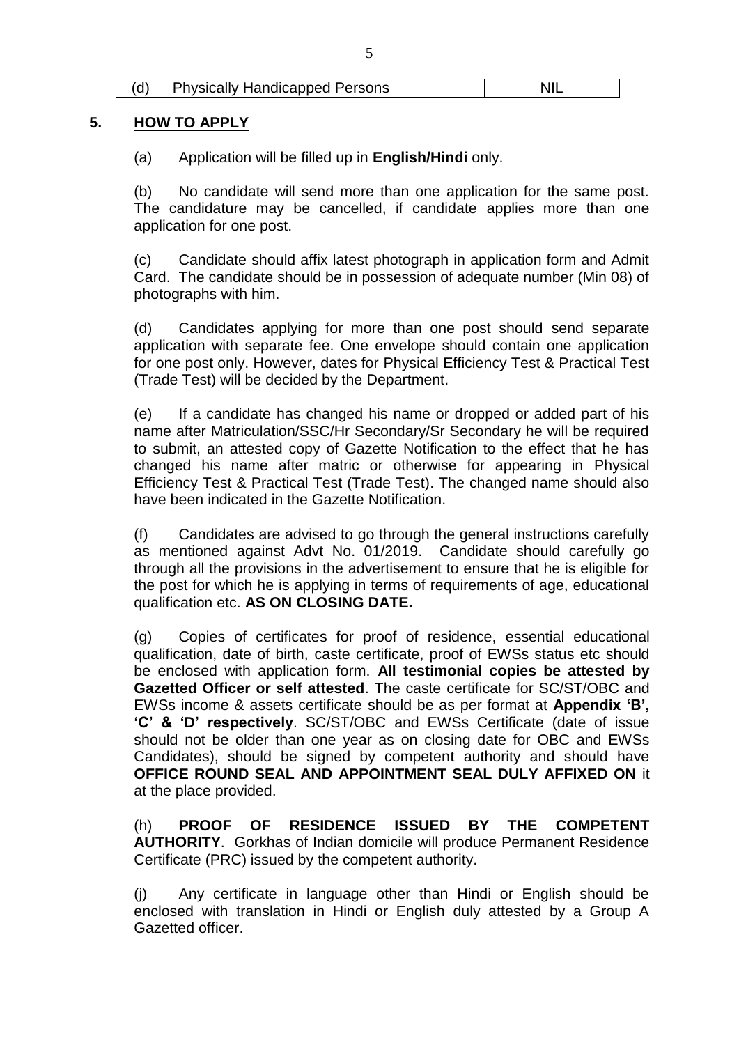| | | |
|---|---|---|
| (d) | Physically Handicapped Persons | NIL |

## 5. HOW TO APPLY

(a) Application will be filled up in **English/Hindi** only.

(b) No candidate will send more than one application for the same post. The candidature may be cancelled, if candidate applies more than one application for one post.

(c) Candidate should affix latest photograph in application form and Admit Card. The candidate should be in possession of adequate number (Min 08) of photographs with him.

(d) Candidates applying for more than one post should send separate application with separate fee. One envelope should contain one application for one post only. However, dates for Physical Efficiency Test & Practical Test (Trade Test) will be decided by the Department.

(e) If a candidate has changed his name or dropped or added part of his name after Matriculation/SSC/Hr Secondary/Sr Secondary he will be required to submit, an attested copy of Gazette Notification to the effect that he has changed his name after matric or otherwise for appearing in Physical Efficiency Test & Practical Test (Trade Test). The changed name should also have been indicated in the Gazette Notification.

(f) Candidates are advised to go through the general instructions carefully as mentioned against Advt No. 01/2019. Candidate should carefully go through all the provisions in the advertisement to ensure that he is eligible for the post for which he is applying in terms of requirements of age, educational qualification etc. **AS ON CLOSING DATE.**

(g) Copies of certificates for proof of residence, essential educational qualification, date of birth, caste certificate, proof of EWSs status etc should be enclosed with application form. **All testimonial copies be attested by Gazetted Officer or self attested**. The caste certificate for SC/ST/OBC and EWSs income & assets certificate should be as per format at **Appendix 'B', 'C' & 'D' respectively**. SC/ST/OBC and EWSs Certificate (date of issue should not be older than one year as on closing date for OBC and EWSs Candidates), should be signed by competent authority and should have **OFFICE ROUND SEAL AND APPOINTMENT SEAL DULY AFFIXED ON** it at the place provided.

(h) **PROOF OF RESIDENCE ISSUED BY THE COMPETENT AUTHORITY**. Gorkhas of Indian domicile will produce Permanent Residence Certificate (PRC) issued by the competent authority.

(j) Any certificate in language other than Hindi or English should be enclosed with translation in Hindi or English duly attested by a Group A Gazetted officer.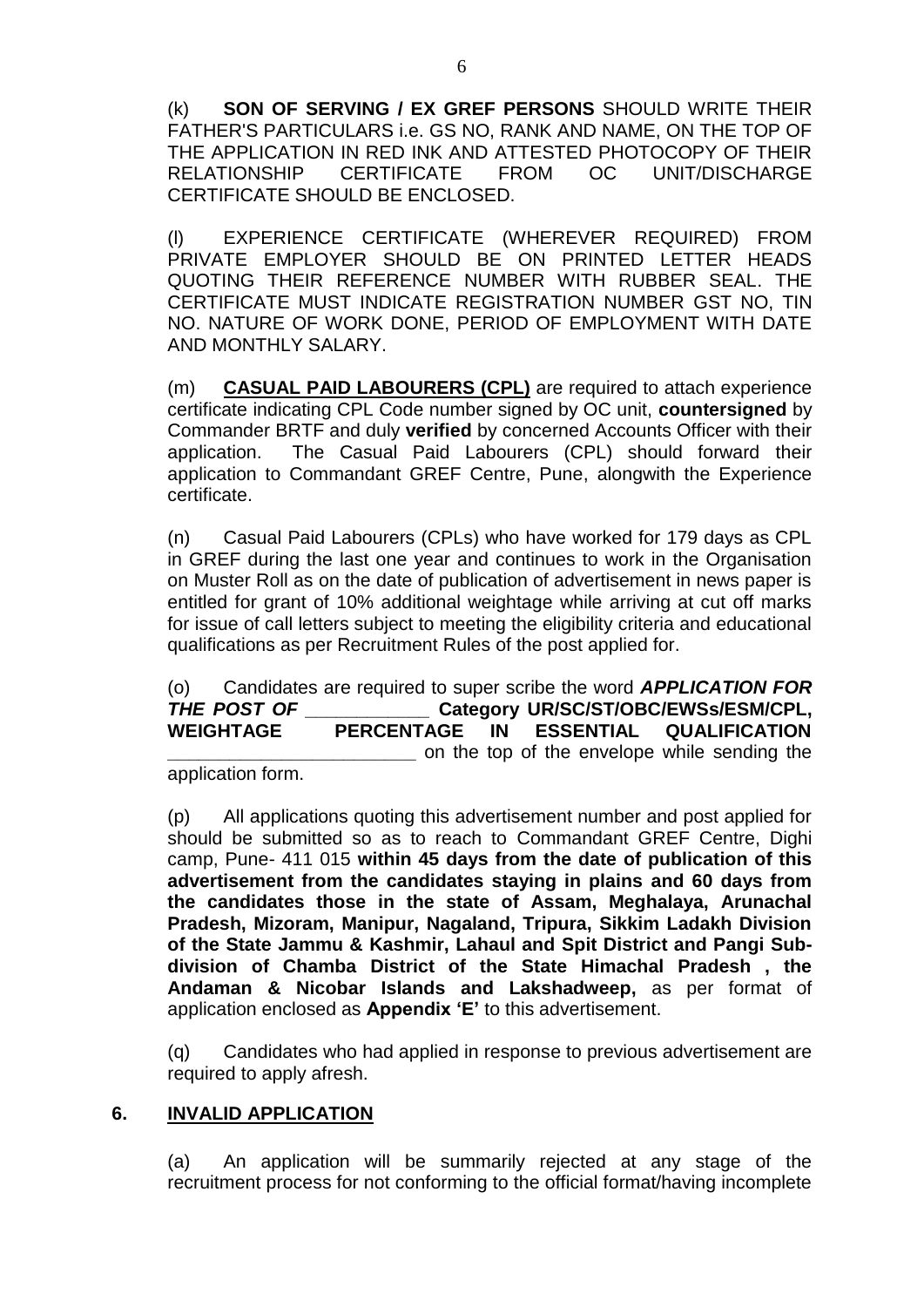(k) **SON OF SERVING / EX GREF PERSONS** SHOULD WRITE THEIR FATHER'S PARTICULARS i.e. GS NO, RANK AND NAME, ON THE TOP OF THE APPLICATION IN RED INK AND ATTESTED PHOTOCOPY OF THEIR RELATIONSHIP CERTIFICATE FROM OC UNIT/DISCHARGE CERTIFICATE SHOULD BE ENCLOSED.

(l) EXPERIENCE CERTIFICATE (WHEREVER REQUIRED) FROM PRIVATE EMPLOYER SHOULD BE ON PRINTED LETTER HEADS QUOTING THEIR REFERENCE NUMBER WITH RUBBER SEAL. THE CERTIFICATE MUST INDICATE REGISTRATION NUMBER GST NO, TIN NO. NATURE OF WORK DONE, PERIOD OF EMPLOYMENT WITH DATE AND MONTHLY SALARY.

(m) **CASUAL PAID LABOURERS (CPL)** are required to attach experience certificate indicating CPL Code number signed by OC unit, **countersigned** by Commander BRTF and duly **verified** by concerned Accounts Officer with their application. The Casual Paid Labourers (CPL) should forward their application to Commandant GREF Centre, Pune, alongwith the Experience certificate.

(n) Casual Paid Labourers (CPLs) who have worked for 179 days as CPL in GREF during the last one year and continues to work in the Organisation on Muster Roll as on the date of publication of advertisement in news paper is entitled for grant of 10% additional weightage while arriving at cut off marks for issue of call letters subject to meeting the eligibility criteria and educational qualifications as per Recruitment Rules of the post applied for.

(o) Candidates are required to super scribe the word ***APPLICATION FOR THE POST OF ____________*** **Category UR/SC/ST/OBC/EWSs/ESM/CPL, WEIGHTAGE PERCENTAGE IN ESSENTIAL QUALIFICATION ________________________** on the top of the envelope while sending the application form.

(p) All applications quoting this advertisement number and post applied for should be submitted so as to reach to Commandant GREF Centre, Dighi camp, Pune- 411 015 **within 45 days from the date of publication of this advertisement from the candidates staying in plains and 60 days from the candidates those in the state of Assam, Meghalaya, Arunachal Pradesh, Mizoram, Manipur, Nagaland, Tripura, Sikkim Ladakh Division of the State Jammu & Kashmir, Lahaul and Spit District and Pangi Sub-division of Chamba District of the State Himachal Pradesh , the Andaman & Nicobar Islands and Lakshadweep,** as per format of application enclosed as **Appendix 'E'** to this advertisement.

(q) Candidates who had applied in response to previous advertisement are required to apply afresh.

## 6. INVALID APPLICATION

(a) An application will be summarily rejected at any stage of the recruitment process for not conforming to the official format/having incomplete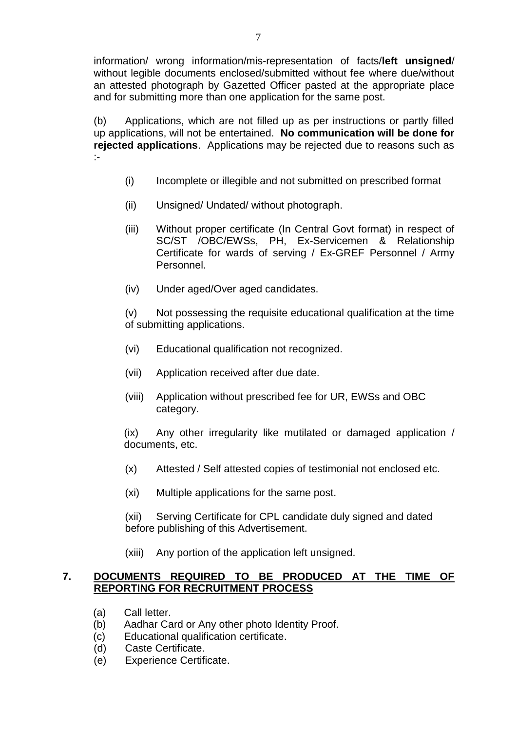information/ wrong information/mis-representation of facts/**left unsigned**/ without legible documents enclosed/submitted without fee where due/without an attested photograph by Gazetted Officer pasted at the appropriate place and for submitting more than one application for the same post.

(b) Applications, which are not filled up as per instructions or partly filled up applications, will not be entertained. **No communication will be done for rejected applications**. Applications may be rejected due to reasons such as :-

(i) Incomplete or illegible and not submitted on prescribed format

(ii) Unsigned/ Undated/ without photograph.

(iii) Without proper certificate (In Central Govt format) in respect of SC/ST /OBC/EWSs, PH, Ex-Servicemen & Relationship Certificate for wards of serving / Ex-GREF Personnel / Army Personnel.

(iv) Under aged/Over aged candidates.

(v) Not possessing the requisite educational qualification at the time of submitting applications.

(vi) Educational qualification not recognized.

(vii) Application received after due date.

(viii) Application without prescribed fee for UR, EWSs and OBC category.

(ix) Any other irregularity like mutilated or damaged application / documents, etc.

(x) Attested / Self attested copies of testimonial not enclosed etc.

(xi) Multiple applications for the same post.

(xii) Serving Certificate for CPL candidate duly signed and dated before publishing of this Advertisement.

(xiii) Any portion of the application left unsigned.

**7. <u>DOCUMENTS REQUIRED TO BE PRODUCED AT THE TIME OF REPORTING FOR RECRUITMENT PROCESS</u>**

(a) Call letter.
(b) Aadhar Card or Any other photo Identity Proof.
(c) Educational qualification certificate.
(d) Caste Certificate.
(e) Experience Certificate.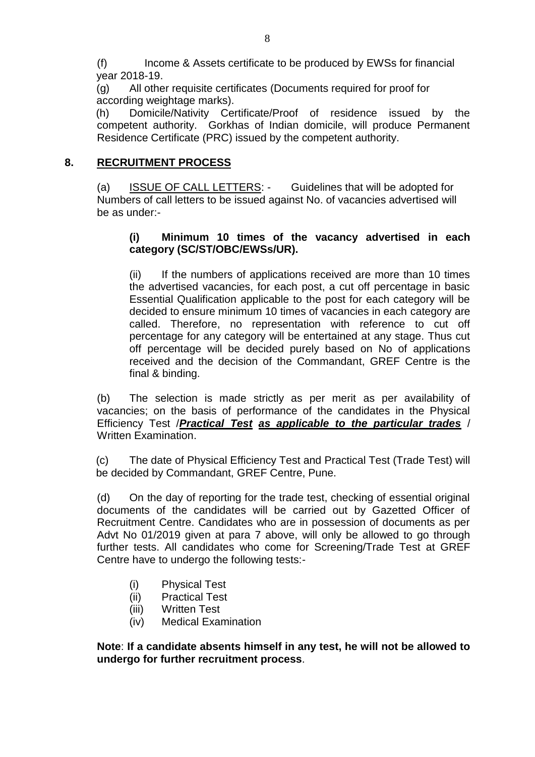(f) Income & Assets certificate to be produced by EWSs for financial year 2018-19.

(g) All other requisite certificates (Documents required for proof for according weightage marks).

(h) Domicile/Nativity Certificate/Proof of residence issued by the competent authority. Gorkhas of Indian domicile, will produce Permanent Residence Certificate (PRC) issued by the competent authority.

## 8. RECRUITMENT PROCESS

(a) ISSUE OF CALL LETTERS: - Guidelines that will be adopted for Numbers of call letters to be issued against No. of vacancies advertised will be as under:-

**(i) Minimum 10 times of the vacancy advertised in each category (SC/ST/OBC/EWSs/UR).**

(ii) If the numbers of applications received are more than 10 times the advertised vacancies, for each post, a cut off percentage in basic Essential Qualification applicable to the post for each category will be decided to ensure minimum 10 times of vacancies in each category are called. Therefore, no representation with reference to cut off percentage for any category will be entertained at any stage. Thus cut off percentage will be decided purely based on No of applications received and the decision of the Commandant, GREF Centre is the final & binding.

(b) The selection is made strictly as per merit as per availability of vacancies; on the basis of performance of the candidates in the Physical Efficiency Test /***Practical Test*** ***as applicable to the particular trades*** / Written Examination.

(c) The date of Physical Efficiency Test and Practical Test (Trade Test) will be decided by Commandant, GREF Centre, Pune.

(d) On the day of reporting for the trade test, checking of essential original documents of the candidates will be carried out by Gazetted Officer of Recruitment Centre. Candidates who are in possession of documents as per Advt No 01/2019 given at para 7 above, will only be allowed to go through further tests. All candidates who come for Screening/Trade Test at GREF Centre have to undergo the following tests:-

(i) Physical Test
(ii) Practical Test
(iii) Written Test
(iv) Medical Examination

**Note**: **If a candidate absents himself in any test, he will not be allowed to undergo for further recruitment process**.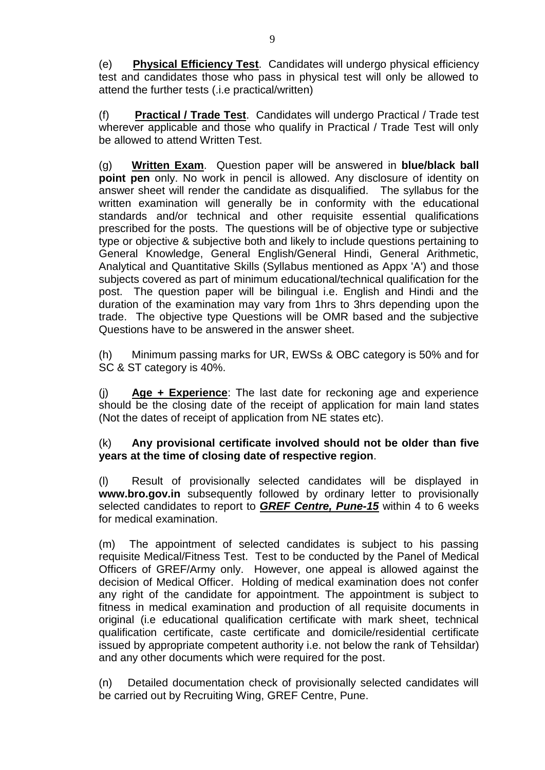(e) **Physical Efficiency Test**. Candidates will undergo physical efficiency test and candidates those who pass in physical test will only be allowed to attend the further tests (.i.e practical/written)

(f) **Practical / Trade Test**. Candidates will undergo Practical / Trade test wherever applicable and those who qualify in Practical / Trade Test will only be allowed to attend Written Test.

(g) **Written Exam**. Question paper will be answered in **blue/black ball point pen** only. No work in pencil is allowed. Any disclosure of identity on answer sheet will render the candidate as disqualified. The syllabus for the written examination will generally be in conformity with the educational standards and/or technical and other requisite essential qualifications prescribed for the posts. The questions will be of objective type or subjective type or objective & subjective both and likely to include questions pertaining to General Knowledge, General English/General Hindi, General Arithmetic, Analytical and Quantitative Skills (Syllabus mentioned as Appx 'A') and those subjects covered as part of minimum educational/technical qualification for the post. The question paper will be bilingual i.e. English and Hindi and the duration of the examination may vary from 1hrs to 3hrs depending upon the trade. The objective type Questions will be OMR based and the subjective Questions have to be answered in the answer sheet.

(h) Minimum passing marks for UR, EWSs & OBC category is 50% and for SC & ST category is 40%.

(j) **Age + Experience**: The last date for reckoning age and experience should be the closing date of the receipt of application for main land states (Not the dates of receipt of application from NE states etc).

(k) **Any provisional certificate involved should not be older than five years at the time of closing date of respective region**.

(l) Result of provisionally selected candidates will be displayed in **www.bro.gov.in** subsequently followed by ordinary letter to provisionally selected candidates to report to ***GREF Centre, Pune-15*** within 4 to 6 weeks for medical examination.

(m) The appointment of selected candidates is subject to his passing requisite Medical/Fitness Test. Test to be conducted by the Panel of Medical Officers of GREF/Army only. However, one appeal is allowed against the decision of Medical Officer. Holding of medical examination does not confer any right of the candidate for appointment. The appointment is subject to fitness in medical examination and production of all requisite documents in original (i.e educational qualification certificate with mark sheet, technical qualification certificate, caste certificate and domicile/residential certificate issued by appropriate competent authority i.e. not below the rank of Tehsildar) and any other documents which were required for the post.

(n) Detailed documentation check of provisionally selected candidates will be carried out by Recruiting Wing, GREF Centre, Pune.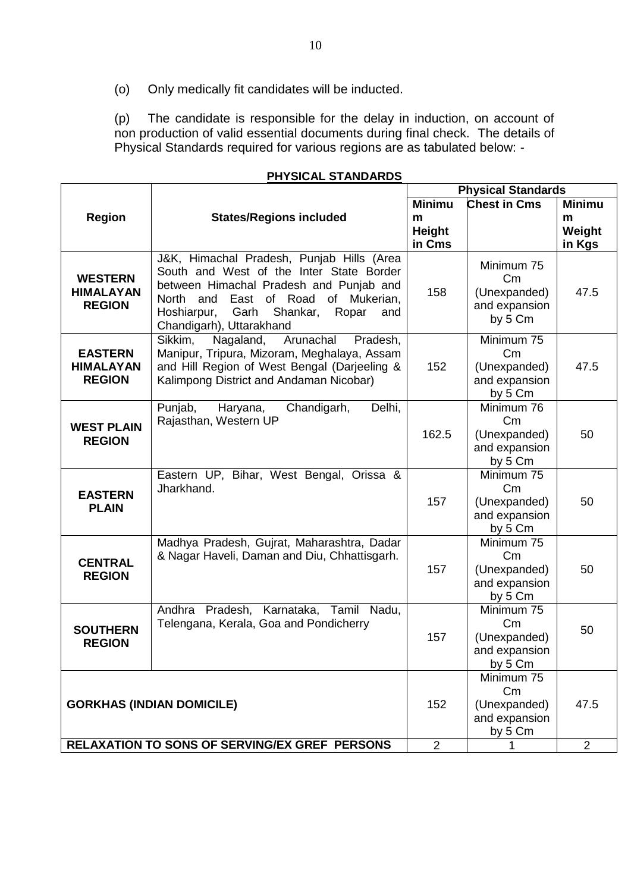(o) Only medically fit candidates will be inducted.

(p) The candidate is responsible for the delay in induction, on account of non production of valid essential documents during final check. The details of Physical Standards required for various regions are as tabulated below: -

**PHYSICAL STANDARDS**

| Region | States/Regions included | Physical Standards | | |
|---|---|---|---|---|
| | | Minimum Height in Cms | Chest in Cms | Minimum Weight in Kgs |
| **WESTERN HIMALAYAN REGION** | J&K, Himachal Pradesh, Punjab Hills (Area South and West of the Inter State Border between Himachal Pradesh and Punjab and North and East of Road of Mukerian, Hoshiarpur, Garh Shankar, Ropar and Chandigarh), Uttarakhand | 158 | Minimum 75 Cm (Unexpanded) and expansion by 5 Cm | 47.5 |
| **EASTERN HIMALAYAN REGION** | Sikkim, Nagaland, Arunachal Pradesh, Manipur, Tripura, Mizoram, Meghalaya, Assam and Hill Region of West Bengal (Darjeeling & Kalimpong District and Andaman Nicobar) | 152 | Minimum 75 Cm (Unexpanded) and expansion by 5 Cm | 47.5 |
| **WEST PLAIN REGION** | Punjab, Haryana, Chandigarh, Delhi, Rajasthan, Western UP | 162.5 | Minimum 76 Cm (Unexpanded) and expansion by 5 Cm | 50 |
| **EASTERN PLAIN** | Eastern UP, Bihar, West Bengal, Orissa & Jharkhand. | 157 | Minimum 75 Cm (Unexpanded) and expansion by 5 Cm | 50 |
| **CENTRAL REGION** | Madhya Pradesh, Gujrat, Maharashtra, Dadar & Nagar Haveli, Daman and Diu, Chhattisgarh. | 157 | Minimum 75 Cm (Unexpanded) and expansion by 5 Cm | 50 |
| **SOUTHERN REGION** | Andhra Pradesh, Karnataka, Tamil Nadu, Telengana, Kerala, Goa and Pondicherry | 157 | Minimum 75 Cm (Unexpanded) and expansion by 5 Cm | 50 |
| **GORKHAS (INDIAN DOMICILE)** | | 152 | Minimum 75 Cm (Unexpanded) and expansion by 5 Cm | 47.5 |
| **RELAXATION TO SONS OF SERVING/EX GREF PERSONS** | | 2 | 1 | 2 |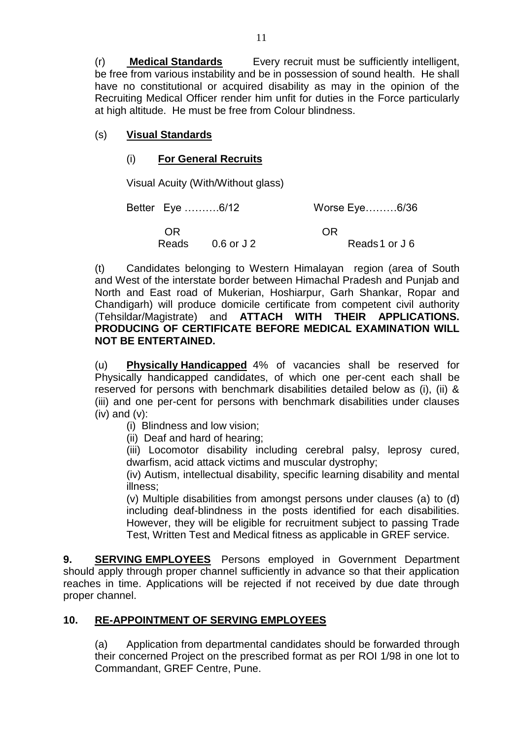(r) **Medical Standards** Every recruit must be sufficiently intelligent, be free from various instability and be in possession of sound health. He shall have no constitutional or acquired disability as may in the opinion of the Recruiting Medical Officer render him unfit for duties in the Force particularly at high altitude. He must be free from Colour blindness.

(s) **Visual Standards**

(i) **For General Recruits**

Visual Acuity (With/Without glass)

| | |
|---|---|
| Better Eye ……….6/12 | Worse Eye………6/36 |
| OR | OR |
| Reads 0.6 or J 2 | Reads 1 or J 6 |

(t) Candidates belonging to Western Himalayan region (area of South and West of the interstate border between Himachal Pradesh and Punjab and North and East road of Mukerian, Hoshiarpur, Garh Shankar, Ropar and Chandigarh) will produce domicile certificate from competent civil authority (Tehsildar/Magistrate) and **ATTACH WITH THEIR APPLICATIONS. PRODUCING OF CERTIFICATE BEFORE MEDICAL EXAMINATION WILL NOT BE ENTERTAINED.**

(u) **Physically Handicapped** 4% of vacancies shall be reserved for Physically handicapped candidates, of which one per-cent each shall be reserved for persons with benchmark disabilities detailed below as (i), (ii) & (iii) and one per-cent for persons with benchmark disabilities under clauses (iv) and (v):

(i) Blindness and low vision;

(ii) Deaf and hard of hearing;

(iii) Locomotor disability including cerebral palsy, leprosy cured, dwarfism, acid attack victims and muscular dystrophy;

(iv) Autism, intellectual disability, specific learning disability and mental illness;

(v) Multiple disabilities from amongst persons under clauses (a) to (d) including deaf-blindness in the posts identified for each disabilities. However, they will be eligible for recruitment subject to passing Trade Test, Written Test and Medical fitness as applicable in GREF service.

**9. SERVING EMPLOYEES** Persons employed in Government Department should apply through proper channel sufficiently in advance so that their application reaches in time. Applications will be rejected if not received by due date through proper channel.

## 10. RE-APPOINTMENT OF SERVING EMPLOYEES

(a) Application from departmental candidates should be forwarded through their concerned Project on the prescribed format as per ROI 1/98 in one lot to Commandant, GREF Centre, Pune.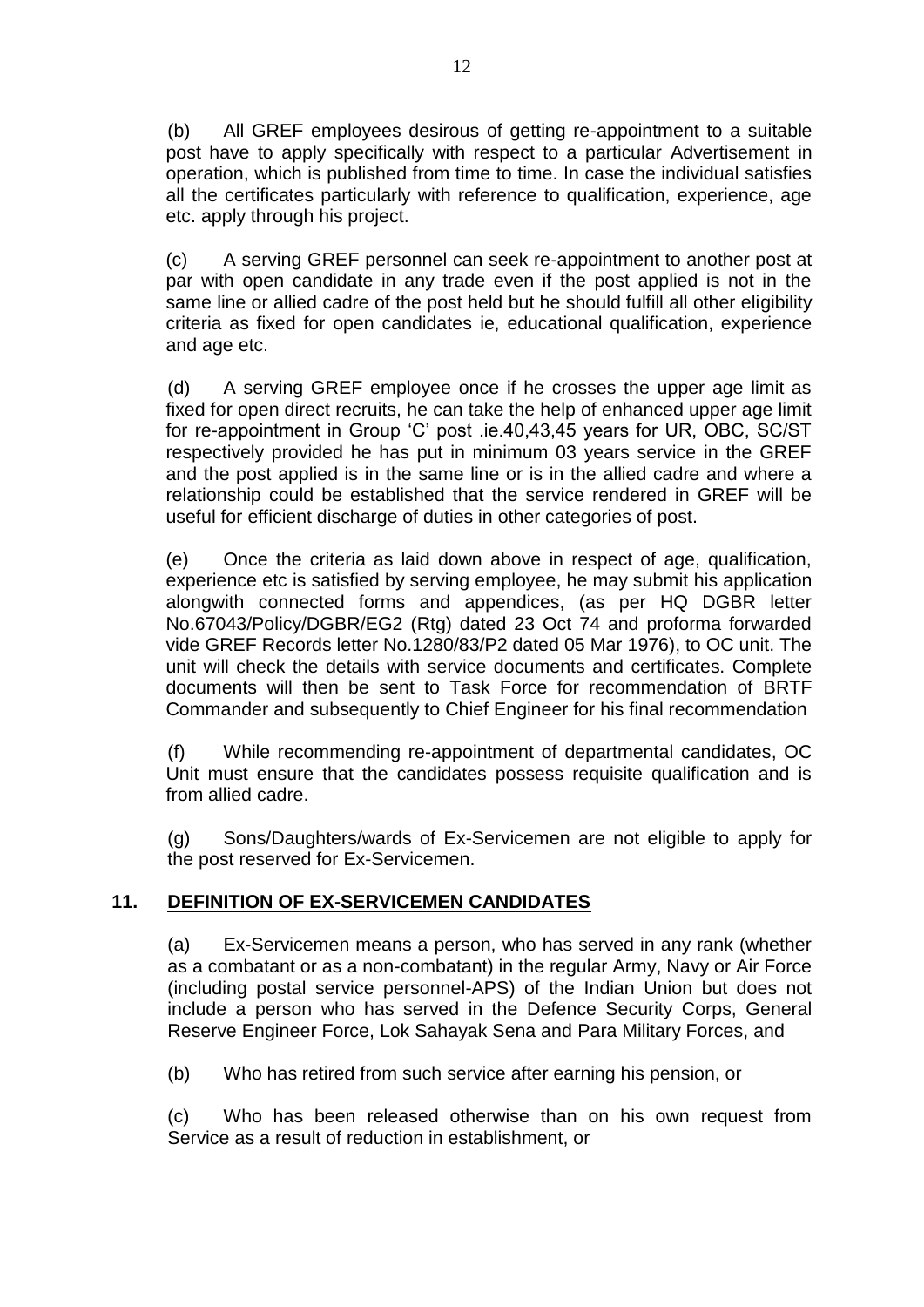(b) All GREF employees desirous of getting re-appointment to a suitable post have to apply specifically with respect to a particular Advertisement in operation, which is published from time to time. In case the individual satisfies all the certificates particularly with reference to qualification, experience, age etc. apply through his project.

(c) A serving GREF personnel can seek re-appointment to another post at par with open candidate in any trade even if the post applied is not in the same line or allied cadre of the post held but he should fulfill all other eligibility criteria as fixed for open candidates ie, educational qualification, experience and age etc.

(d) A serving GREF employee once if he crosses the upper age limit as fixed for open direct recruits, he can take the help of enhanced upper age limit for re-appointment in Group 'C' post .ie.40,43,45 years for UR, OBC, SC/ST respectively provided he has put in minimum 03 years service in the GREF and the post applied is in the same line or is in the allied cadre and where a relationship could be established that the service rendered in GREF will be useful for efficient discharge of duties in other categories of post.

(e) Once the criteria as laid down above in respect of age, qualification, experience etc is satisfied by serving employee, he may submit his application alongwith connected forms and appendices, (as per HQ DGBR letter No.67043/Policy/DGBR/EG2 (Rtg) dated 23 Oct 74 and proforma forwarded vide GREF Records letter No.1280/83/P2 dated 05 Mar 1976), to OC unit. The unit will check the details with service documents and certificates. Complete documents will then be sent to Task Force for recommendation of BRTF Commander and subsequently to Chief Engineer for his final recommendation

(f) While recommending re-appointment of departmental candidates, OC Unit must ensure that the candidates possess requisite qualification and is from allied cadre.

(g) Sons/Daughters/wards of Ex-Servicemen are not eligible to apply for the post reserved for Ex-Servicemen.

## 11. DEFINITION OF EX-SERVICEMEN CANDIDATES

(a) Ex-Servicemen means a person, who has served in any rank (whether as a combatant or as a non-combatant) in the regular Army, Navy or Air Force (including postal service personnel-APS) of the Indian Union but does not include a person who has served in the Defence Security Corps, General Reserve Engineer Force, Lok Sahayak Sena and Para Military Forces, and

(b) Who has retired from such service after earning his pension, or

(c) Who has been released otherwise than on his own request from Service as a result of reduction in establishment, or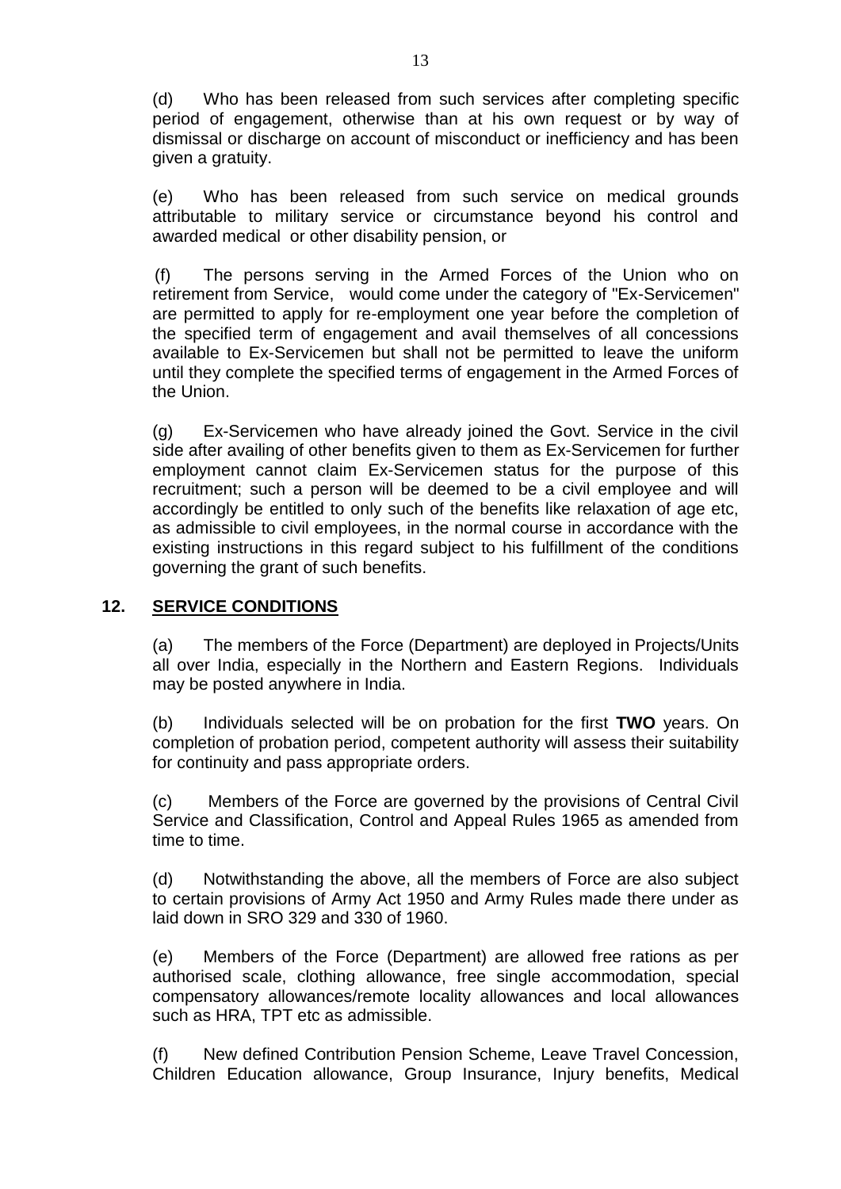(d) Who has been released from such services after completing specific period of engagement, otherwise than at his own request or by way of dismissal or discharge on account of misconduct or inefficiency and has been given a gratuity.

(e) Who has been released from such service on medical grounds attributable to military service or circumstance beyond his control and awarded medical or other disability pension, or

(f) The persons serving in the Armed Forces of the Union who on retirement from Service, would come under the category of "Ex-Servicemen" are permitted to apply for re-employment one year before the completion of the specified term of engagement and avail themselves of all concessions available to Ex-Servicemen but shall not be permitted to leave the uniform until they complete the specified terms of engagement in the Armed Forces of the Union.

(g) Ex-Servicemen who have already joined the Govt. Service in the civil side after availing of other benefits given to them as Ex-Servicemen for further employment cannot claim Ex-Servicemen status for the purpose of this recruitment; such a person will be deemed to be a civil employee and will accordingly be entitled to only such of the benefits like relaxation of age etc, as admissible to civil employees, in the normal course in accordance with the existing instructions in this regard subject to his fulfillment of the conditions governing the grant of such benefits.

## 12. SERVICE CONDITIONS

(a) The members of the Force (Department) are deployed in Projects/Units all over India, especially in the Northern and Eastern Regions. Individuals may be posted anywhere in India.

(b) Individuals selected will be on probation for the first **TWO** years. On completion of probation period, competent authority will assess their suitability for continuity and pass appropriate orders.

(c) Members of the Force are governed by the provisions of Central Civil Service and Classification, Control and Appeal Rules 1965 as amended from time to time.

(d) Notwithstanding the above, all the members of Force are also subject to certain provisions of Army Act 1950 and Army Rules made there under as laid down in SRO 329 and 330 of 1960.

(e) Members of the Force (Department) are allowed free rations as per authorised scale, clothing allowance, free single accommodation, special compensatory allowances/remote locality allowances and local allowances such as HRA, TPT etc as admissible.

(f) New defined Contribution Pension Scheme, Leave Travel Concession, Children Education allowance, Group Insurance, Injury benefits, Medical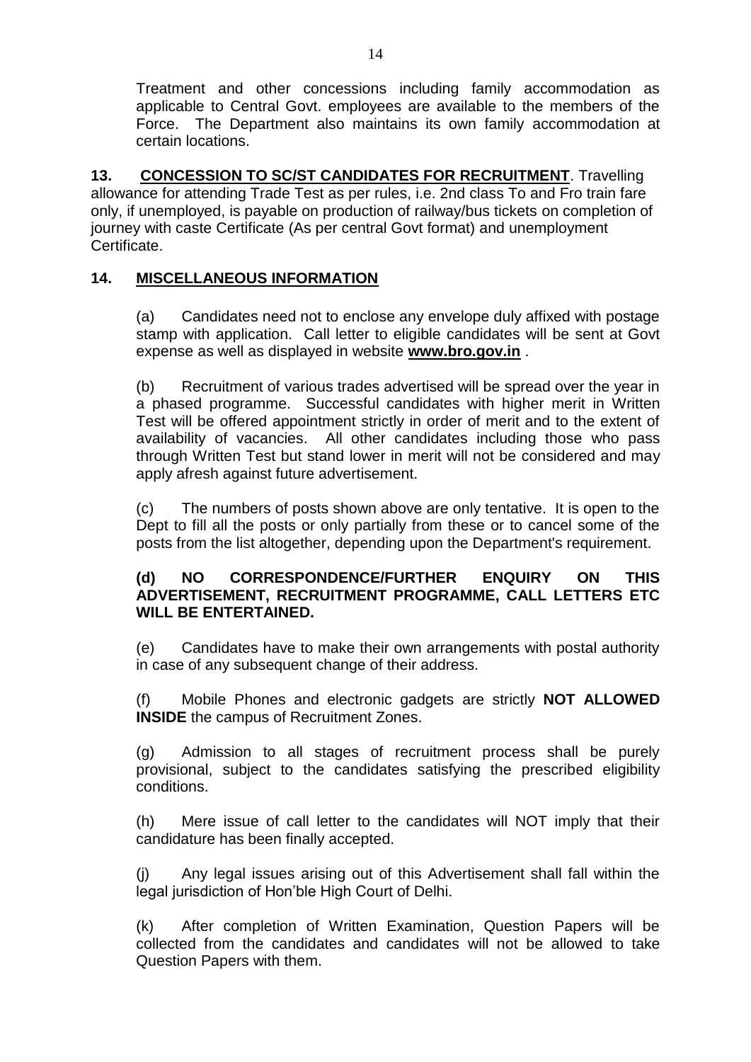Treatment and other concessions including family accommodation as applicable to Central Govt. employees are available to the members of the Force. The Department also maintains its own family accommodation at certain locations.

**13. CONCESSION TO SC/ST CANDIDATES FOR RECRUITMENT**. Travelling allowance for attending Trade Test as per rules, i.e. 2nd class To and Fro train fare only, if unemployed, is payable on production of railway/bus tickets on completion of journey with caste Certificate (As per central Govt format) and unemployment Certificate.

**14. MISCELLANEOUS INFORMATION**

(a) Candidates need not to enclose any envelope duly affixed with postage stamp with application. Call letter to eligible candidates will be sent at Govt expense as well as displayed in website **www.bro.gov.in** .

(b) Recruitment of various trades advertised will be spread over the year in a phased programme. Successful candidates with higher merit in Written Test will be offered appointment strictly in order of merit and to the extent of availability of vacancies. All other candidates including those who pass through Written Test but stand lower in merit will not be considered and may apply afresh against future advertisement.

(c) The numbers of posts shown above are only tentative. It is open to the Dept to fill all the posts or only partially from these or to cancel some of the posts from the list altogether, depending upon the Department's requirement.

**(d) NO CORRESPONDENCE/FURTHER ENQUIRY ON THIS ADVERTISEMENT, RECRUITMENT PROGRAMME, CALL LETTERS ETC WILL BE ENTERTAINED.**

(e) Candidates have to make their own arrangements with postal authority in case of any subsequent change of their address.

(f) Mobile Phones and electronic gadgets are strictly **NOT ALLOWED INSIDE** the campus of Recruitment Zones.

(g) Admission to all stages of recruitment process shall be purely provisional, subject to the candidates satisfying the prescribed eligibility conditions.

(h) Mere issue of call letter to the candidates will NOT imply that their candidature has been finally accepted.

(j) Any legal issues arising out of this Advertisement shall fall within the legal jurisdiction of Hon'ble High Court of Delhi.

(k) After completion of Written Examination, Question Papers will be collected from the candidates and candidates will not be allowed to take Question Papers with them.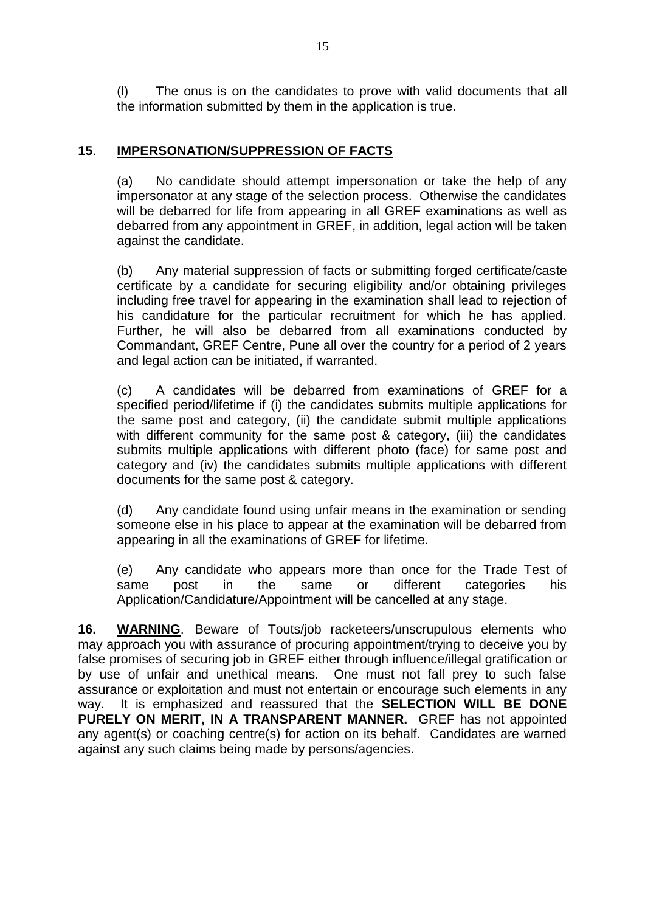(l) The onus is on the candidates to prove with valid documents that all the information submitted by them in the application is true.

**15**. **IMPERSONATION/SUPPRESSION OF FACTS**

(a) No candidate should attempt impersonation or take the help of any impersonator at any stage of the selection process. Otherwise the candidates will be debarred for life from appearing in all GREF examinations as well as debarred from any appointment in GREF, in addition, legal action will be taken against the candidate.

(b) Any material suppression of facts or submitting forged certificate/caste certificate by a candidate for securing eligibility and/or obtaining privileges including free travel for appearing in the examination shall lead to rejection of his candidature for the particular recruitment for which he has applied. Further, he will also be debarred from all examinations conducted by Commandant, GREF Centre, Pune all over the country for a period of 2 years and legal action can be initiated, if warranted.

(c) A candidates will be debarred from examinations of GREF for a specified period/lifetime if (i) the candidates submits multiple applications for the same post and category, (ii) the candidate submit multiple applications with different community for the same post & category, (iii) the candidates submits multiple applications with different photo (face) for same post and category and (iv) the candidates submits multiple applications with different documents for the same post & category.

(d) Any candidate found using unfair means in the examination or sending someone else in his place to appear at the examination will be debarred from appearing in all the examinations of GREF for lifetime.

(e) Any candidate who appears more than once for the Trade Test of same post in the same or different categories his Application/Candidature/Appointment will be cancelled at any stage.

**16.** **WARNING**. Beware of Touts/job racketeers/unscrupulous elements who may approach you with assurance of procuring appointment/trying to deceive you by false promises of securing job in GREF either through influence/illegal gratification or by use of unfair and unethical means. One must not fall prey to such false assurance or exploitation and must not entertain or encourage such elements in any way. It is emphasized and reassured that the **SELECTION WILL BE DONE PURELY ON MERIT, IN A TRANSPARENT MANNER.** GREF has not appointed any agent(s) or coaching centre(s) for action on its behalf. Candidates are warned against any such claims being made by persons/agencies.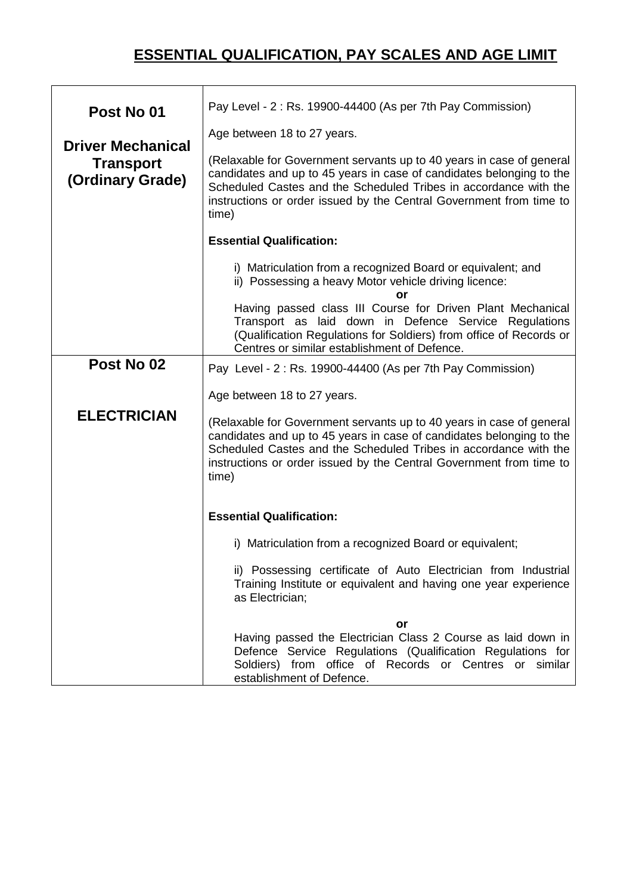## ESSENTIAL QUALIFICATION, PAY SCALES AND AGE LIMIT

| | |
|---|---|
| **Post No 01**<br><br>**Driver Mechanical Transport (Ordinary Grade)** | Pay Level - 2 : Rs. 19900-44400 (As per 7th Pay Commission)<br><br>Age between 18 to 27 years.<br><br>(Relaxable for Government servants up to 40 years in case of general candidates and up to 45 years in case of candidates belonging to the Scheduled Castes and the Scheduled Tribes in accordance with the instructions or order issued by the Central Government from time to time)<br><br>**Essential Qualification:**<br><br>i) Matriculation from a recognized Board or equivalent; and<br>ii) Possessing a heavy Motor vehicle driving licence:<br>**or**<br>Having passed class III Course for Driven Plant Mechanical Transport as laid down in Defence Service Regulations (Qualification Regulations for Soldiers) from office of Records or Centres or similar establishment of Defence. |
| **Post No 02**<br><br>**ELECTRICIAN** | Pay Level - 2 : Rs. 19900-44400 (As per 7th Pay Commission)<br><br>Age between 18 to 27 years.<br><br>(Relaxable for Government servants up to 40 years in case of general candidates and up to 45 years in case of candidates belonging to the Scheduled Castes and the Scheduled Tribes in accordance with the instructions or order issued by the Central Government from time to time)<br><br>**Essential Qualification:**<br><br>i) Matriculation from a recognized Board or equivalent;<br><br>ii) Possessing certificate of Auto Electrician from Industrial Training Institute or equivalent and having one year experience as Electrician;<br><br>**or**<br>Having passed the Electrician Class 2 Course as laid down in Defence Service Regulations (Qualification Regulations for Soldiers) from office of Records or Centres or similar establishment of Defence. |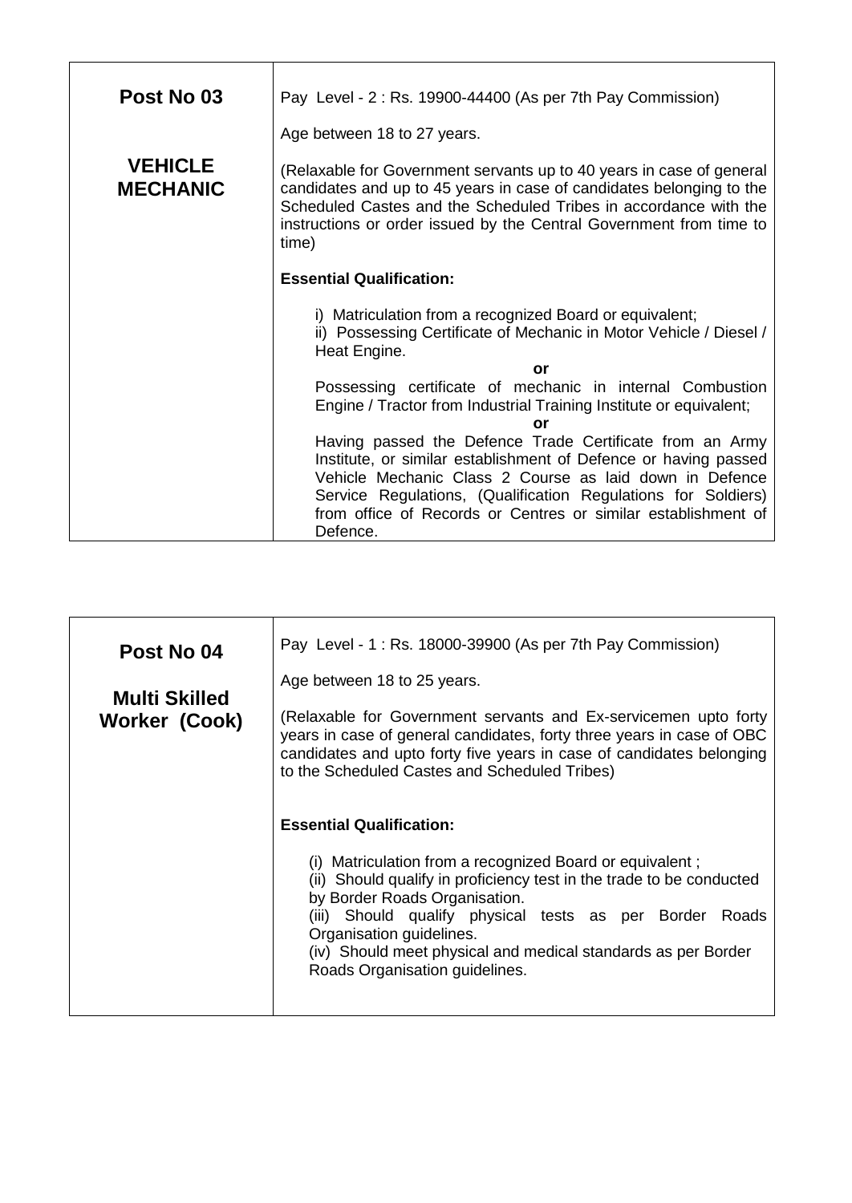| | |
|---|---|
| **Post No 03**<br><br>**VEHICLE MECHANIC** | Pay Level - 2 : Rs. 19900-44400 (As per 7th Pay Commission)<br><br>Age between 18 to 27 years.<br><br>(Relaxable for Government servants up to 40 years in case of general candidates and up to 45 years in case of candidates belonging to the Scheduled Castes and the Scheduled Tribes in accordance with the instructions or order issued by the Central Government from time to time)<br><br>**Essential Qualification:**<br><br>i) Matriculation from a recognized Board or equivalent;<br>ii) Possessing Certificate of Mechanic in Motor Vehicle / Diesel / Heat Engine.<br>**or**<br>Possessing certificate of mechanic in internal Combustion Engine / Tractor from Industrial Training Institute or equivalent;<br>**or**<br>Having passed the Defence Trade Certificate from an Army Institute, or similar establishment of Defence or having passed Vehicle Mechanic Class 2 Course as laid down in Defence Service Regulations, (Qualification Regulations for Soldiers) from office of Records or Centres or similar establishment of Defence. |

| | |
|---|---|
| **Post No 04**<br><br>**Multi Skilled Worker (Cook)** | Pay Level - 1 : Rs. 18000-39900 (As per 7th Pay Commission)<br><br>Age between 18 to 25 years.<br><br>(Relaxable for Government servants and Ex-servicemen upto forty years in case of general candidates, forty three years in case of OBC candidates and upto forty five years in case of candidates belonging to the Scheduled Castes and Scheduled Tribes)<br><br>**Essential Qualification:**<br><br>(i) Matriculation from a recognized Board or equivalent ;<br>(ii) Should qualify in proficiency test in the trade to be conducted by Border Roads Organisation.<br>(iii) Should qualify physical tests as per Border Roads Organisation guidelines.<br>(iv) Should meet physical and medical standards as per Border Roads Organisation guidelines. |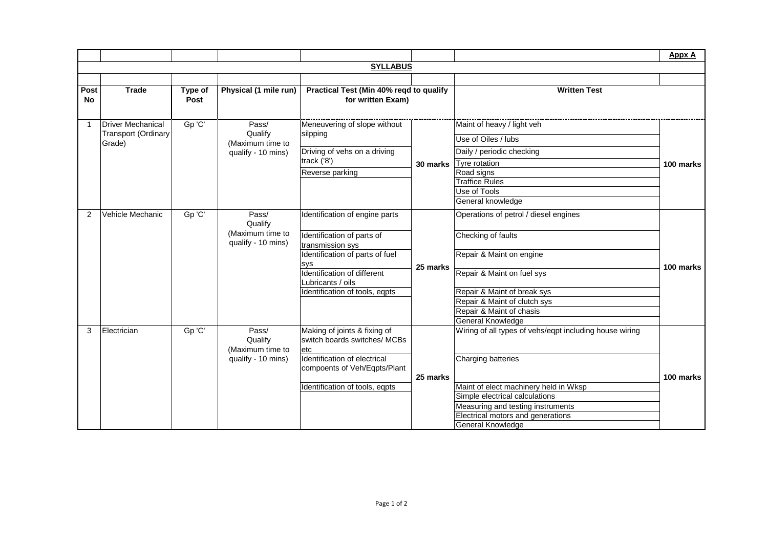**Appx A**

## SYLLABUS

| Post No | Trade | Type of Post | Physical (1 mile run) | Practical Test (Min 40% reqd to qualify for written Exam) | | Written Test | |
|---|---|---|---|---|---|---|---|
| 1 | Driver Mechanical Transport (Ordinary Grade) | Gp 'C' | Pass/ Qualify (Maximum time to qualify - 10 mins) | Meneuvering of slope without silpping | 30 marks | Maint of heavy / light veh | 100 marks |
| | | | | | | Use of Oiles / lubs | |
| | | | | Driving of vehs on a driving track ('8') | | Daily / periodic checking | |
| | | | | | | Tyre rotation | |
| | | | | Reverse parking | | Road signs | |
| | | | | | | Traffice Rules | |
| | | | | | | Use of Tools | |
| | | | | | | General knowledge | |
| 2 | Vehicle Mechanic | Gp 'C' | Pass/ Qualify (Maximum time to qualify - 10 mins) | Identification of engine parts | 25 marks | Operations of petrol / diesel engines | 100 marks |
| | | | | Identification of parts of transmission sys | | Checking of faults | |
| | | | | Identification of parts of fuel sys | | Repair & Maint on engine | |
| | | | | Identification of different Lubricants / oils | | Repair & Maint on fuel sys | |
| | | | | Identification of tools, eqpts | | Repair & Maint of break sys | |
| | | | | | | Repair & Maint of clutch sys | |
| | | | | | | Repair & Maint of chasis | |
| | | | | | | General Knowledge | |
| 3 | Electrician | Gp 'C' | Pass/ Qualify (Maximum time to qualify - 10 mins) | Making of joints & fixing of switch boards switches/ MCBs etc | 25 marks | Wiring of all types of vehs/eqpt including house wiring | 100 marks |
| | | | | Identification of electrical compoents of Veh/Eqpts/Plant | | Charging batteries | |
| | | | | Identification of tools, eqpts | | Maint of elect machinery held in Wksp | |
| | | | | | | Simple electrical calculations | |
| | | | | | | Measuring and testing instruments | |
| | | | | | | Electrical motors and generations | |
| | | | | | | General Knowledge | |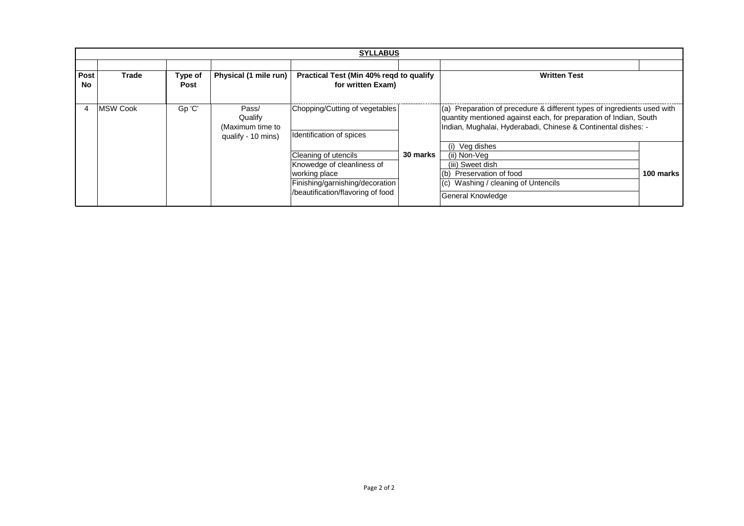## SYLLABUS

| Post No | Trade | Type of Post | Physical (1 mile run) | Practical Test (Min 40% reqd to qualify for written Exam) | | Written Test | |
|---|---|---|---|---|---|---|---|
| 4 | MSW Cook | Gp 'C' | Pass/ Qualify (Maximum time to qualify - 10 mins) | Chopping/Cutting of vegetables | 30 marks | (a) Preparation of precedure & different types of ingredients used with quantity mentioned against each, for preparation of Indian, South Indian, Mughalai, Hyderabadi, Chinese & Continental dishes: - | 100 marks |
| | | | | Identification of spices | | (i) Veg dishes | |
| | | | | Cleaning of utencils | | (ii) Non-Veg | |
| | | | | Knowedge of cleanliness of working place | | (iii) Sweet dish | |
| | | | | | | (b) Preservation of food | |
| | | | | Finishing/garnishing/decoration /beautification/flavoring of food | | (c) Washing / cleaning of Untencils | |
| | | | | | | General Knowledge | |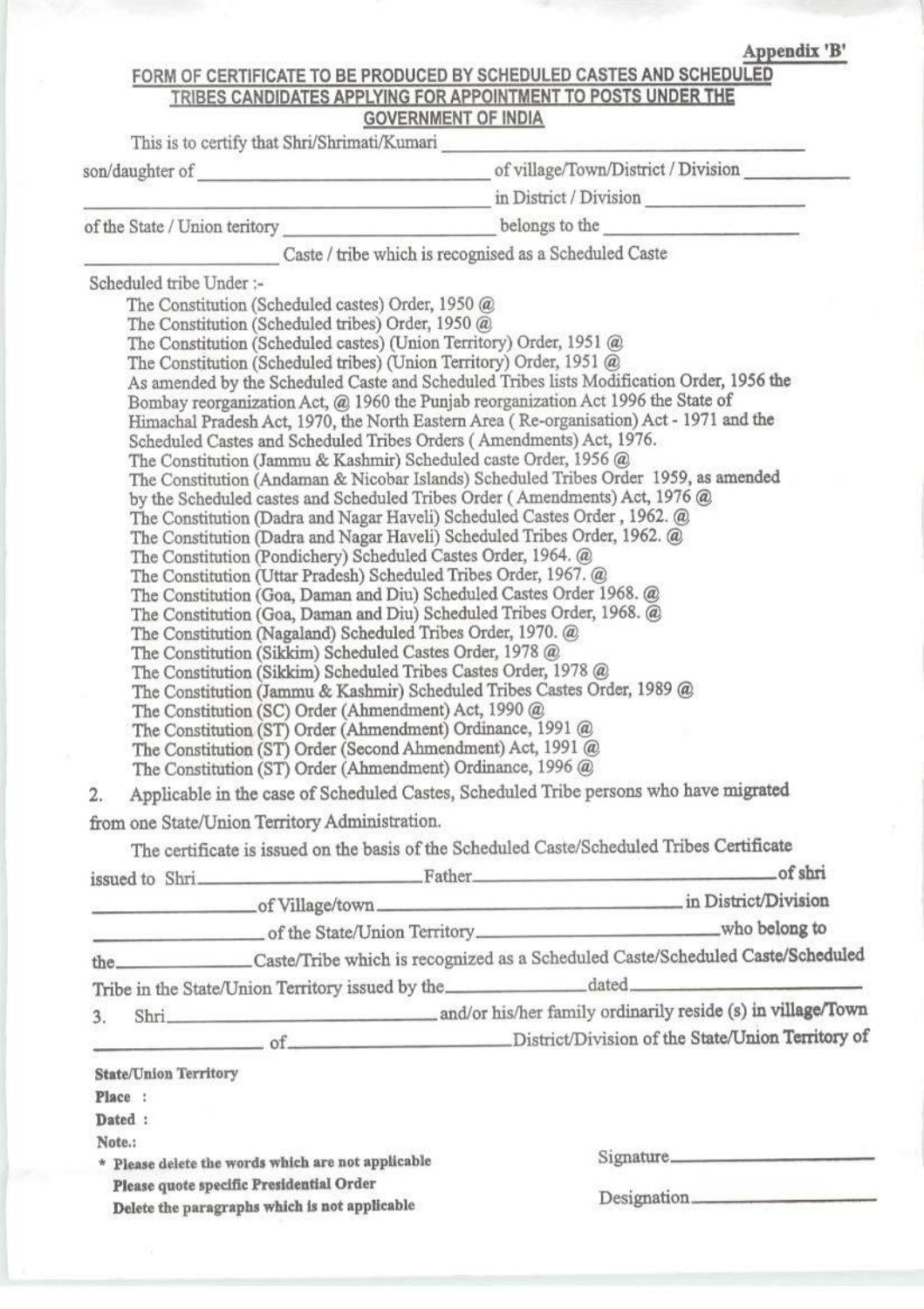Appendix 'B'

## FORM OF CERTIFICATE TO BE PRODUCED BY SCHEDULED CASTES AND SCHEDULED TRIBES CANDIDATES APPLYING FOR APPOINTMENT TO POSTS UNDER THE GOVERNMENT OF INDIA

This is to certify that Shri/Shrimati/Kumari ______________________________

son/daughter of ______________________________ of village/Town/District / Division ____________

______________________________ in District / Division ______________

of the State / Union teritory ______________________ belongs to the ____________________

____________________ Caste / tribe which is recognised as a Scheduled Caste

Scheduled tribe Under :-

The Constitution (Scheduled castes) Order, 1950 @
The Constitution (Scheduled tribes) Order, 1950 @
The Constitution (Scheduled castes) (Union Territory) Order, 1951 @
The Constitution (Scheduled tribes) (Union Territory) Order, 1951 @
As amended by the Scheduled Caste and Scheduled Tribes lists Modification Order, 1956 the Bombay reorganization Act, @ 1960 the Punjab reorganization Act 1996 the State of Himachal Pradesh Act, 1970, the North Eastern Area ( Re-organisation) Act - 1971 and the Scheduled Castes and Scheduled Tribes Orders ( Amendments) Act, 1976.
The Constitution (Jammu & Kashmir) Scheduled caste Order, 1956 @
The Constitution (Andaman & Nicobar Islands) Scheduled Tribes Order 1959, as amended by the Scheduled castes and Scheduled Tribes Order ( Amendments) Act, 1976 @
The Constitution (Dadra and Nagar Haveli) Scheduled Castes Order , 1962. @
The Constitution (Dadra and Nagar Haveli) Scheduled Tribes Order, 1962. @
The Constitution (Pondichery) Scheduled Castes Order, 1964. @
The Constitution (Uttar Pradesh) Scheduled Tribes Order, 1967. @
The Constitution (Goa, Daman and Diu) Scheduled Castes Order 1968. @
The Constitution (Goa, Daman and Diu) Scheduled Tribes Order, 1968. @
The Constitution (Nagaland) Scheduled Tribes Order, 1970. @
The Constitution (Sikkim) Scheduled Castes Order, 1978 @
The Constitution (Sikkim) Scheduled Tribes Castes Order, 1978 @
The Constitution (Jammu & Kashmir) Scheduled Tribes Castes Order, 1989 @
The Constitution (SC) Order (Ahmendment) Act, 1990 @
The Constitution (ST) Order (Ahmendment) Ordinance, 1991 @
The Constitution (ST) Order (Second Ahmendment) Act, 1991 @
The Constitution (ST) Order (Ahmendment) Ordinance, 1996 @

2. Applicable in the case of Scheduled Castes, Scheduled Tribe persons who have migrated from one State/Union Territory Administration.

The certificate is issued on the basis of the Scheduled Caste/Scheduled Tribes Certificate issued to Shri____________________ Father______________________________ of shri ________________ of Village/town______________________________ in District/Division ________________ of the State/Union Territory______________________ who belong to the______________ Caste/Tribe which is recognized as a Scheduled Caste/Scheduled Caste/Scheduled Tribe in the State/Union Territory issued by the______________ dated______________________

3. Shri______________________________ and/or his/her family ordinarily reside (s) in village/Town ________________ of______________________ District/Division of the State/Union Territory of

**State/Union Territory**

**Place :**

**Dated :**

**Note.:**

**\* Please delete the words which are not applicable**

**Please quote specific Presidential Order**

**Delete the paragraphs which is not applicable**

Signature____________________

Designation____________________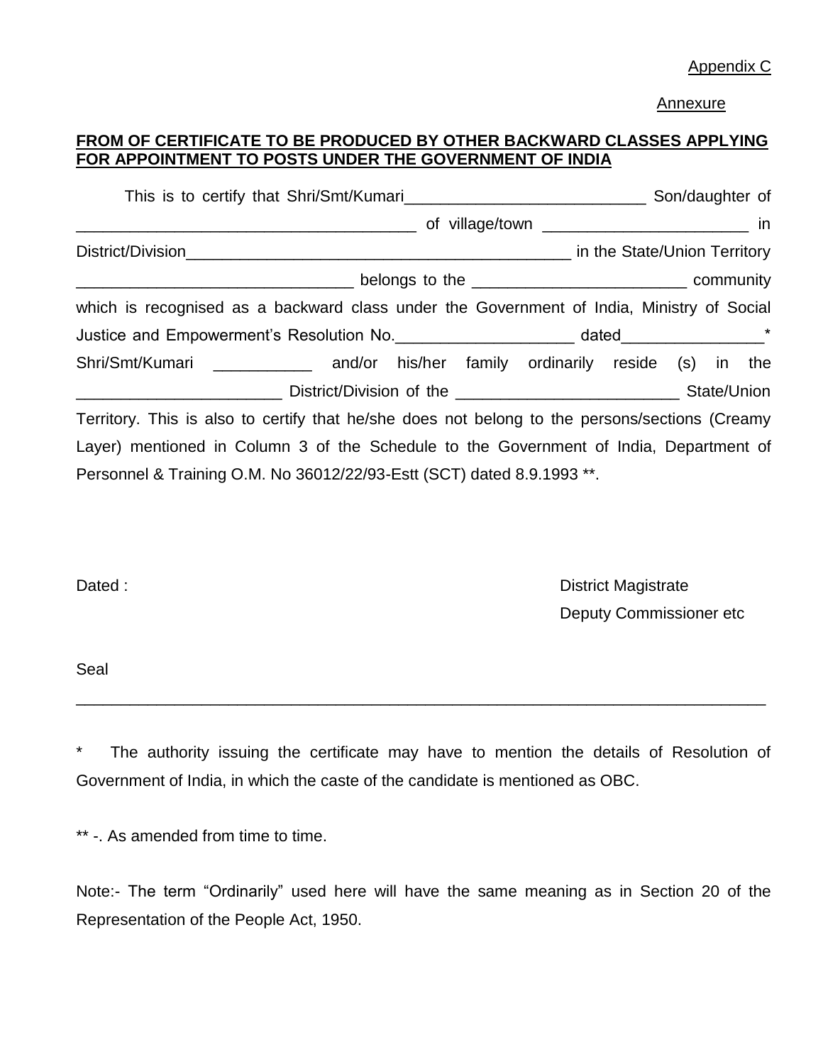Appendix C

Annexure

**FROM OF CERTIFICATE TO BE PRODUCED BY OTHER BACKWARD CLASSES APPLYING FOR APPOINTMENT TO POSTS UNDER THE GOVERNMENT OF INDIA**

This is to certify that Shri/Smt/Kumari___________________________ Son/daughter of ______________________________________ of village/town _______________________ in District/Division___________________________________________ in the State/Union Territory ______________________________ belongs to the ________________________ community which is recognised as a backward class under the Government of India, Ministry of Social Justice and Empowerment's Resolution No.____________________ dated________________* Shri/Smt/Kumari ___________ and/or his/her family ordinarily reside (s) in the ______________________ District/Division of the _________________________ State/Union Territory. This is also to certify that he/she does not belong to the persons/sections (Creamy Layer) mentioned in Column 3 of the Schedule to the Government of India, Department of Personnel & Training O.M. No 36012/22/93-Estt (SCT) dated 8.9.1993 **.

Dated :

District Magistrate
Deputy Commissioner etc

Seal

---

* The authority issuing the certificate may have to mention the details of Resolution of Government of India, in which the caste of the candidate is mentioned as OBC.

** -. As amended from time to time.

Note:- The term "Ordinarily" used here will have the same meaning as in Section 20 of the Representation of the People Act, 1950.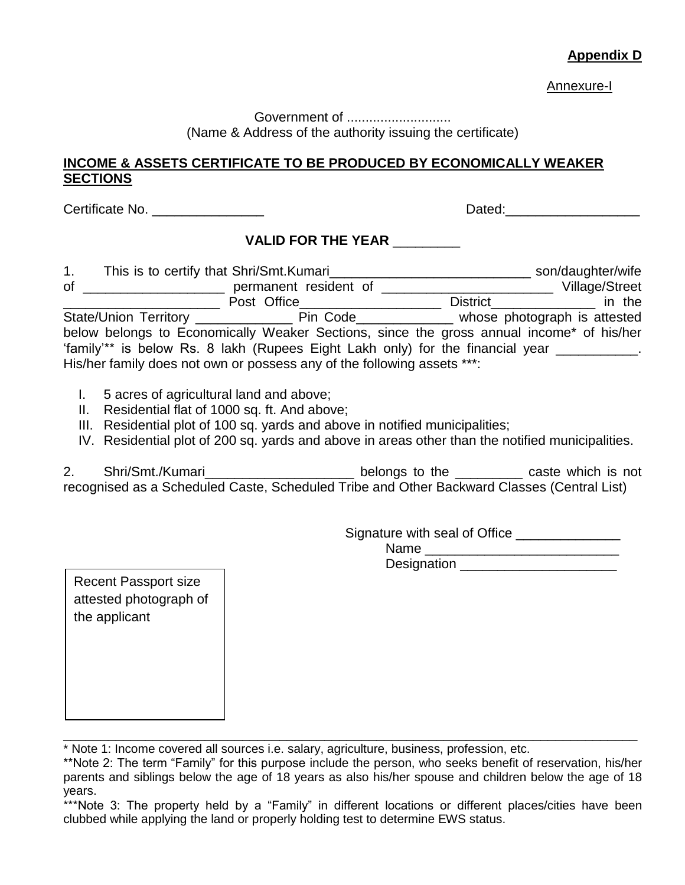**Appendix D**

Annexure-I

Government of ............................
(Name & Address of the authority issuing the certificate)

**INCOME & ASSETS CERTIFICATE TO BE PRODUCED BY ECONOMICALLY WEAKER SECTIONS**

Certificate No. _______________ Dated:__________________

**VALID FOR THE YEAR** _________

1. This is to certify that Shri/Smt.Kumari___________________________ son/daughter/wife of ___________________ permanent resident of _______________________ Village/Street _____________________ Post Office___________________ District______________ in the State/Union Territory _____________ Pin Code_____________ whose photograph is attested below belongs to Economically Weaker Sections, since the gross annual income* of his/her 'family'** is below Rs. 8 lakh (Rupees Eight Lakh only) for the financial year ___________. His/her family does not own or possess any of the following assets ***:

I. 5 acres of agricultural land and above;
II. Residential flat of 1000 sq. ft. And above;
III. Residential plot of 100 sq. yards and above in notified municipalities;
IV. Residential plot of 200 sq. yards and above in areas other than the notified municipalities.

2. Shri/Smt./Kumari____________________ belongs to the _________ caste which is not recognised as a Scheduled Caste, Scheduled Tribe and Other Backward Classes (Central List)

Signature with seal of Office ______________
Name __________________________
Designation _____________________

Recent Passport size attested photograph of the applicant

---

* Note 1: Income covered all sources i.e. salary, agriculture, business, profession, etc.

**Note 2: The term "Family" for this purpose include the person, who seeks benefit of reservation, his/her parents and siblings below the age of 18 years as also his/her spouse and children below the age of 18 years.

***Note 3: The property held by a "Family" in different locations or different places/cities have been clubbed while applying the land or properly holding test to determine EWS status.